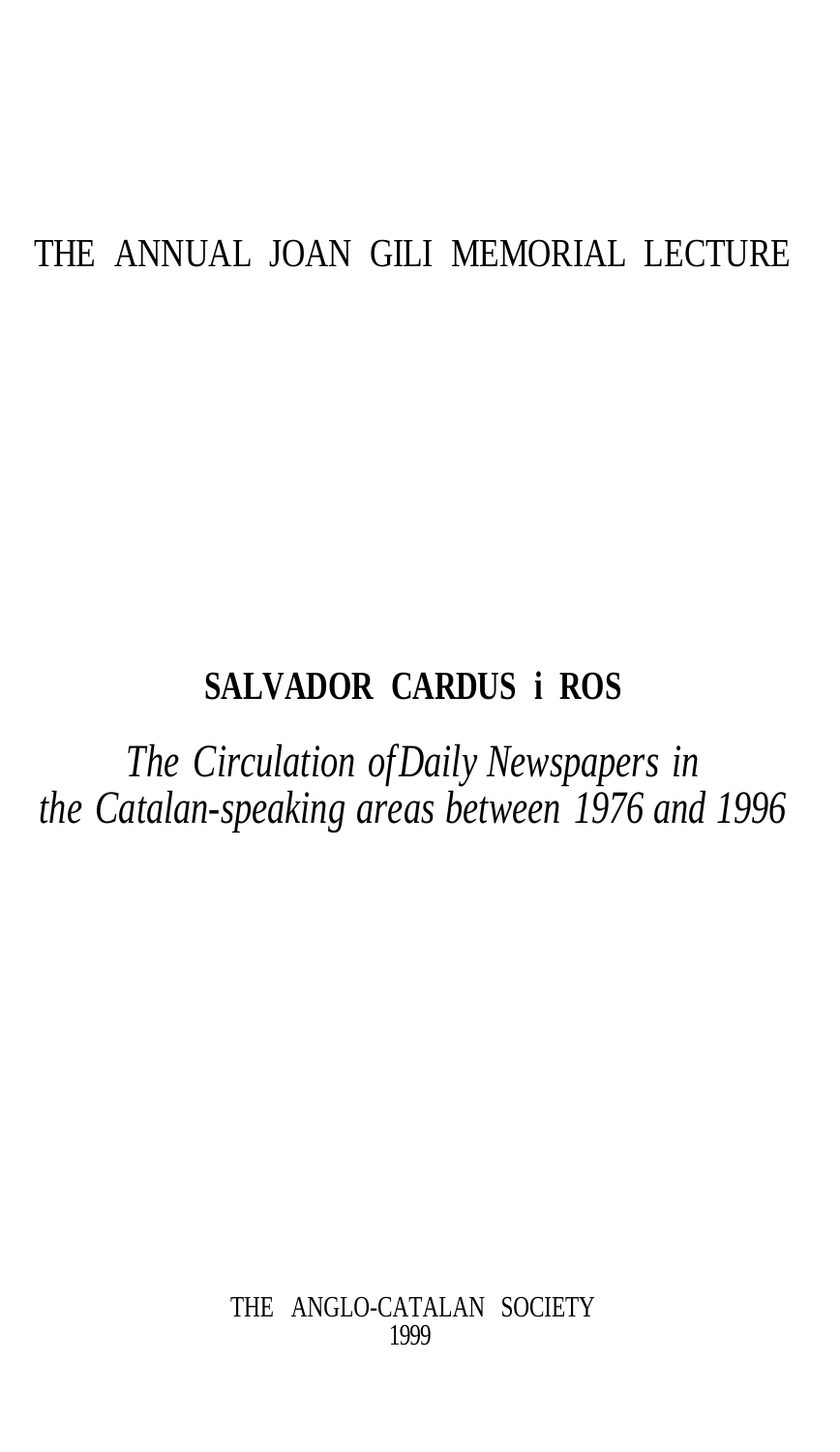THE ANNUAL JOAN GILI MEMORIAL LECTURE

**SALVADOR CARDUS i ROS**

*The Circulation ofDaily Newspapers in the Catalan-speaking areas between 1976 and 1996*

THE ANGLO-CATALAN SOCIETY
1999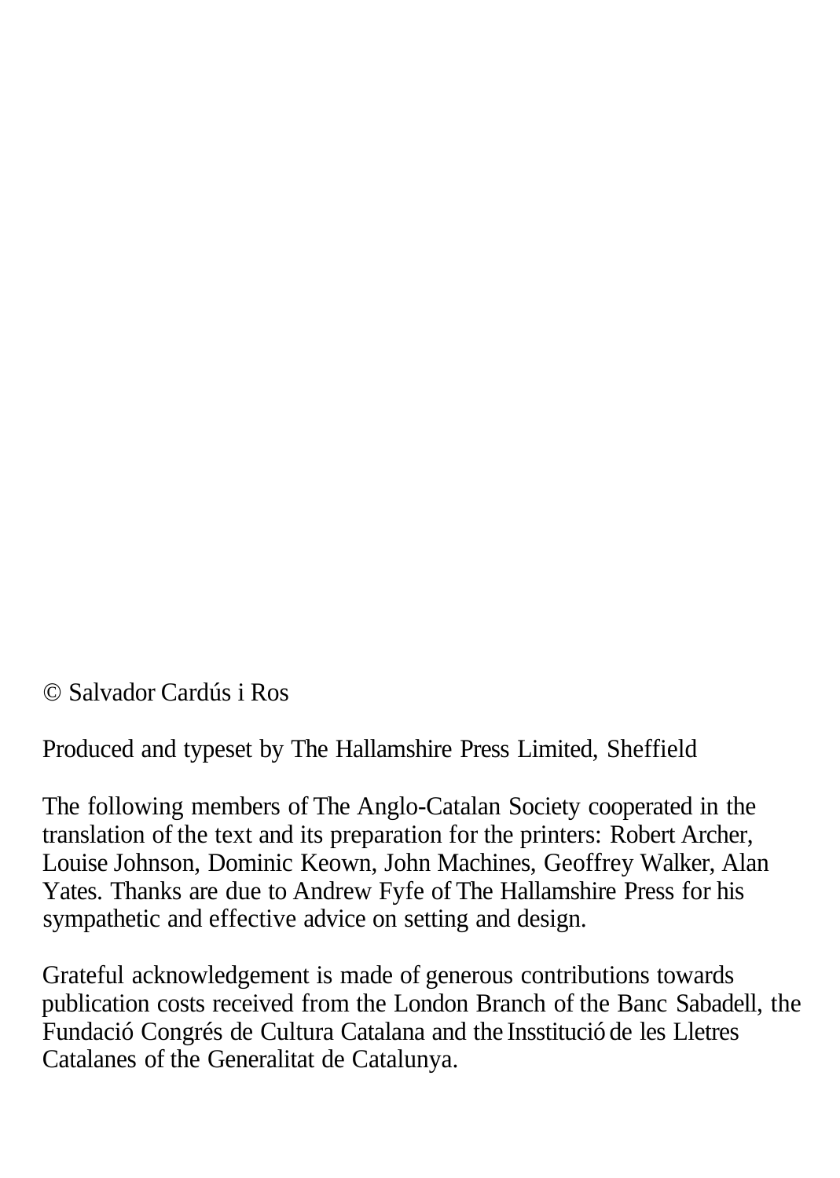© Salvador Cardús i Ros

Produced and typeset by The Hallamshire Press Limited, Sheffield

The following members of The Anglo-Catalan Society cooperated in the translation of the text and its preparation for the printers: Robert Archer, Louise Johnson, Dominic Keown, John Machines, Geoffrey Walker, Alan Yates. Thanks are due to Andrew Fyfe of The Hallamshire Press for his sympathetic and effective advice on setting and design.

Grateful acknowledgement is made of generous contributions towards publication costs received from the London Branch of the Banc Sabadell, the Fundació Congrés de Cultura Catalana and the Insstitució de les Lletres Catalanes of the Generalitat de Catalunya.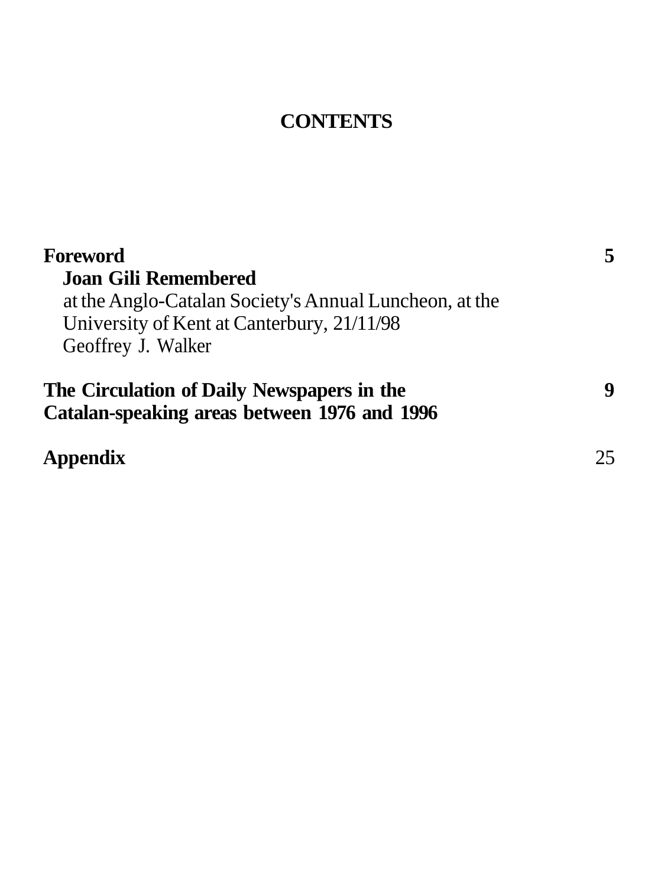# CONTENTS

| | |
|---|---|
| **Foreword** | **5** |
| **Joan Gili Remembered** | |
| at the Anglo-Catalan Society's Annual Luncheon, at the University of Kent at Canterbury, 21/11/98 | |
| Geoffrey J. Walker | |
| **The Circulation of Daily Newspapers in the Catalan-speaking areas between 1976 and 1996** | **9** |
| **Appendix** | 25 |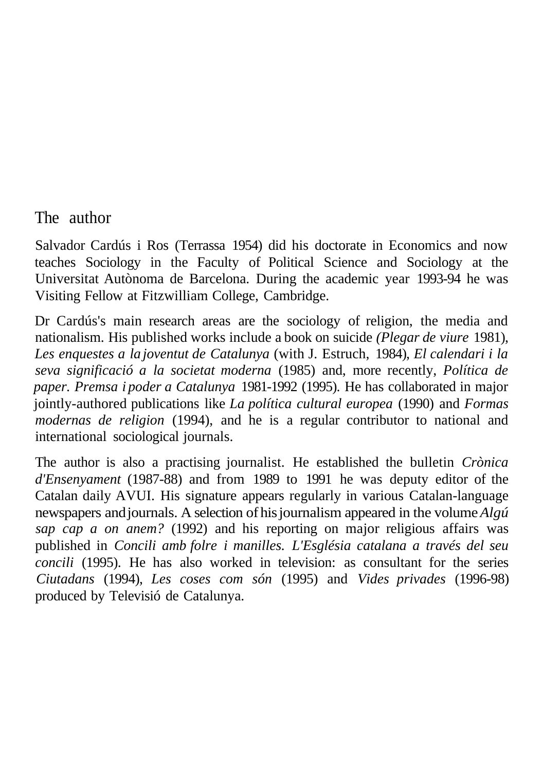## The author

Salvador Cardús i Ros (Terrassa 1954) did his doctorate in Economics and now teaches Sociology in the Faculty of Political Science and Sociology at the Universitat Autònoma de Barcelona. During the academic year 1993-94 he was Visiting Fellow at Fitzwilliam College, Cambridge.

Dr Cardús's main research areas are the sociology of religion, the media and nationalism. His published works include a book on suicide *(Plegar de viure* 1981), *Les enquestes a la joventut de Catalunya* (with J. Estruch, 1984), *El calendari i la seva significació a la societat moderna* (1985) and, more recently, *Política de paper. Premsa i poder a Catalunya* 1981-1992 (1995). He has collaborated in major jointly-authored publications like *La política cultural europea* (1990) and *Formas modernas de religion* (1994), and he is a regular contributor to national and international sociological journals.

The author is also a practising journalist. He established the bulletin *Crònica d'Ensenyament* (1987-88) and from 1989 to 1991 he was deputy editor of the Catalan daily AVUI. His signature appears regularly in various Catalan-language newspapers and journals. A selection of his journalism appeared in the volume *Algú sap cap a on anem?* (1992) and his reporting on major religious affairs was published in *Concili amb folre i manilles. L'Església catalana a través del seu concili* (1995). He has also worked in television: as consultant for the series *Ciutadans* (1994), *Les coses com són* (1995) and *Vides privades* (1996-98) produced by Televisió de Catalunya.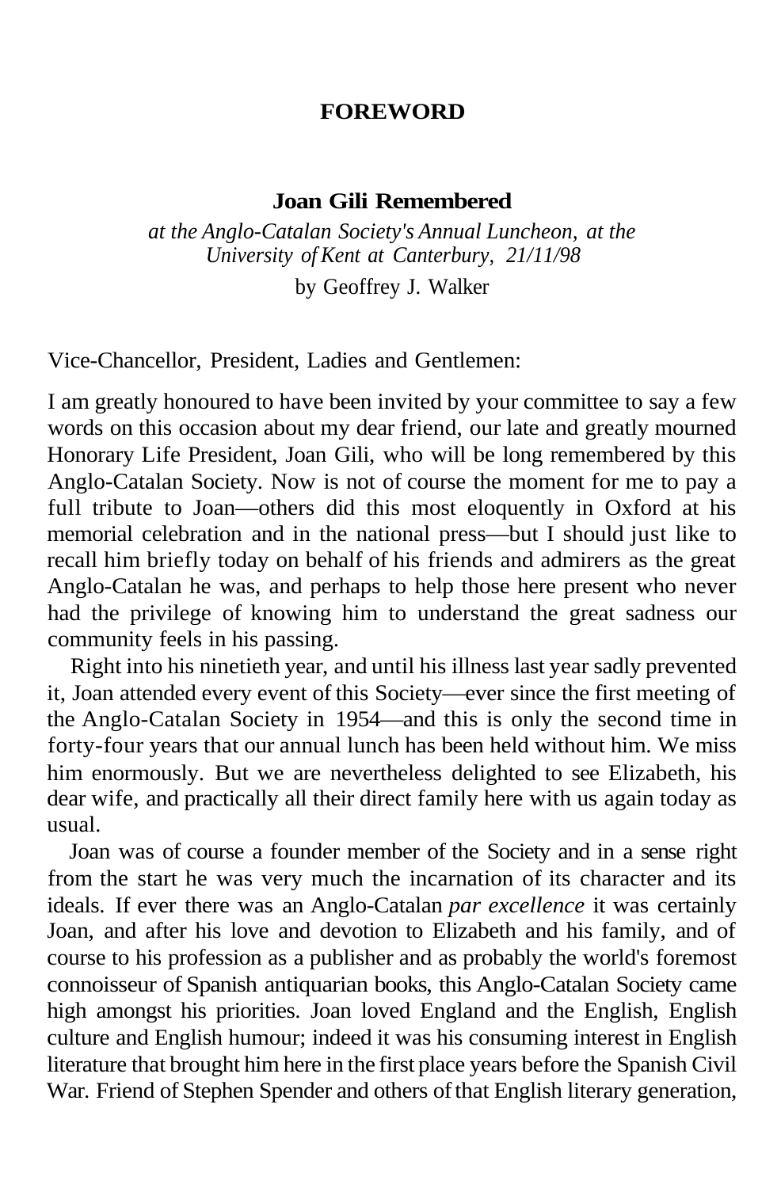# FOREWORD

## Joan Gili Remembered

*at the Anglo-Catalan Society's Annual Luncheon, at the University of Kent at Canterbury, 21/11/98*

by Geoffrey J. Walker

Vice-Chancellor, President, Ladies and Gentlemen:

I am greatly honoured to have been invited by your committee to say a few words on this occasion about my dear friend, our late and greatly mourned Honorary Life President, Joan Gili, who will be long remembered by this Anglo-Catalan Society. Now is not of course the moment for me to pay a full tribute to Joan—others did this most eloquently in Oxford at his memorial celebration and in the national press—but I should just like to recall him briefly today on behalf of his friends and admirers as the great Anglo-Catalan he was, and perhaps to help those here present who never had the privilege of knowing him to understand the great sadness our community feels in his passing.

Right into his ninetieth year, and until his illness last year sadly prevented it, Joan attended every event of this Society—ever since the first meeting of the Anglo-Catalan Society in 1954—and this is only the second time in forty-four years that our annual lunch has been held without him. We miss him enormously. But we are nevertheless delighted to see Elizabeth, his dear wife, and practically all their direct family here with us again today as usual.

Joan was of course a founder member of the Society and in a sense right from the start he was very much the incarnation of its character and its ideals. If ever there was an Anglo-Catalan *par excellence* it was certainly Joan, and after his love and devotion to Elizabeth and his family, and of course to his profession as a publisher and as probably the world's foremost connoisseur of Spanish antiquarian books, this Anglo-Catalan Society came high amongst his priorities. Joan loved England and the English, English culture and English humour; indeed it was his consuming interest in English literature that brought him here in the first place years before the Spanish Civil War. Friend of Stephen Spender and others of that English literary generation,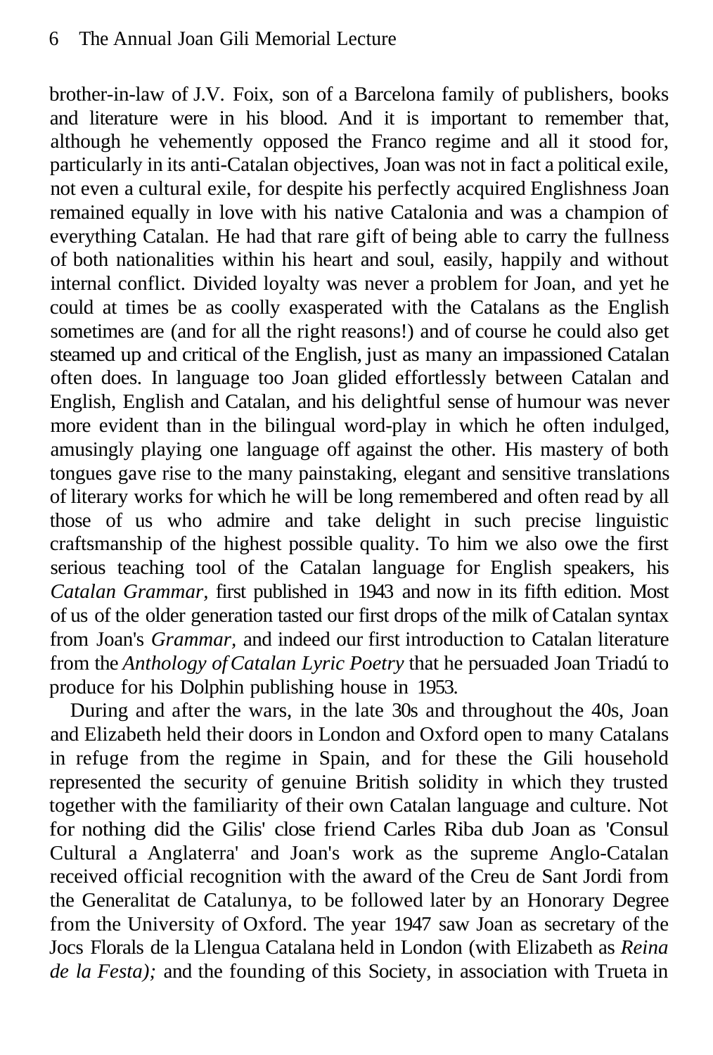brother-in-law of J.V. Foix, son of a Barcelona family of publishers, books and literature were in his blood. And it is important to remember that, although he vehemently opposed the Franco regime and all it stood for, particularly in its anti-Catalan objectives, Joan was not in fact a political exile, not even a cultural exile, for despite his perfectly acquired Englishness Joan remained equally in love with his native Catalonia and was a champion of everything Catalan. He had that rare gift of being able to carry the fullness of both nationalities within his heart and soul, easily, happily and without internal conflict. Divided loyalty was never a problem for Joan, and yet he could at times be as coolly exasperated with the Catalans as the English sometimes are (and for all the right reasons!) and of course he could also get steamed up and critical of the English, just as many an impassioned Catalan often does. In language too Joan glided effortlessly between Catalan and English, English and Catalan, and his delightful sense of humour was never more evident than in the bilingual word-play in which he often indulged, amusingly playing one language off against the other. His mastery of both tongues gave rise to the many painstaking, elegant and sensitive translations of literary works for which he will be long remembered and often read by all those of us who admire and take delight in such precise linguistic craftsmanship of the highest possible quality. To him we also owe the first serious teaching tool of the Catalan language for English speakers, his *Catalan Grammar,* first published in 1943 and now in its fifth edition. Most of us of the older generation tasted our first drops of the milk of Catalan syntax from Joan's *Grammar,* and indeed our first introduction to Catalan literature from the *Anthology of Catalan Lyric Poetry* that he persuaded Joan Triadú to produce for his Dolphin publishing house in 1953.

During and after the wars, in the late 30s and throughout the 40s, Joan and Elizabeth held their doors in London and Oxford open to many Catalans in refuge from the regime in Spain, and for these the Gili household represented the security of genuine British solidity in which they trusted together with the familiarity of their own Catalan language and culture. Not for nothing did the Gilis' close friend Carles Riba dub Joan as 'Consul Cultural a Anglaterra' and Joan's work as the supreme Anglo-Catalan received official recognition with the award of the Creu de Sant Jordi from the Generalitat de Catalunya, to be followed later by an Honorary Degree from the University of Oxford. The year 1947 saw Joan as secretary of the Jocs Florals de la Llengua Catalana held in London (with Elizabeth as *Reina de la Festa);* and the founding of this Society, in association with Trueta in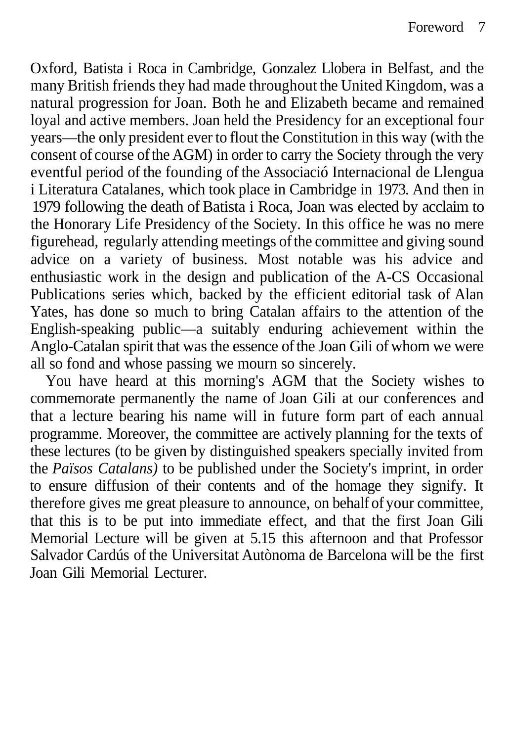Oxford, Batista i Roca in Cambridge, Gonzalez Llobera in Belfast, and the many British friends they had made throughout the United Kingdom, was a natural progression for Joan. Both he and Elizabeth became and remained loyal and active members. Joan held the Presidency for an exceptional four years—the only president ever to flout the Constitution in this way (with the consent of course of the AGM) in order to carry the Society through the very eventful period of the founding of the Associació Internacional de Llengua i Literatura Catalanes, which took place in Cambridge in 1973. And then in 1979 following the death of Batista i Roca, Joan was elected by acclaim to the Honorary Life Presidency of the Society. In this office he was no mere figurehead, regularly attending meetings of the committee and giving sound advice on a variety of business. Most notable was his advice and enthusiastic work in the design and publication of the A-CS Occasional Publications series which, backed by the efficient editorial task of Alan Yates, has done so much to bring Catalan affairs to the attention of the English-speaking public—a suitably enduring achievement within the Anglo-Catalan spirit that was the essence of the Joan Gili of whom we were all so fond and whose passing we mourn so sincerely.

You have heard at this morning's AGM that the Society wishes to commemorate permanently the name of Joan Gili at our conferences and that a lecture bearing his name will in future form part of each annual programme. Moreover, the committee are actively planning for the texts of these lectures (to be given by distinguished speakers specially invited from the *Països Catalans)* to be published under the Society's imprint, in order to ensure diffusion of their contents and of the homage they signify. It therefore gives me great pleasure to announce, on behalf of your committee, that this is to be put into immediate effect, and that the first Joan Gili Memorial Lecture will be given at 5.15 this afternoon and that Professor Salvador Cardús of the Universitat Autònoma de Barcelona will be the first Joan Gili Memorial Lecturer.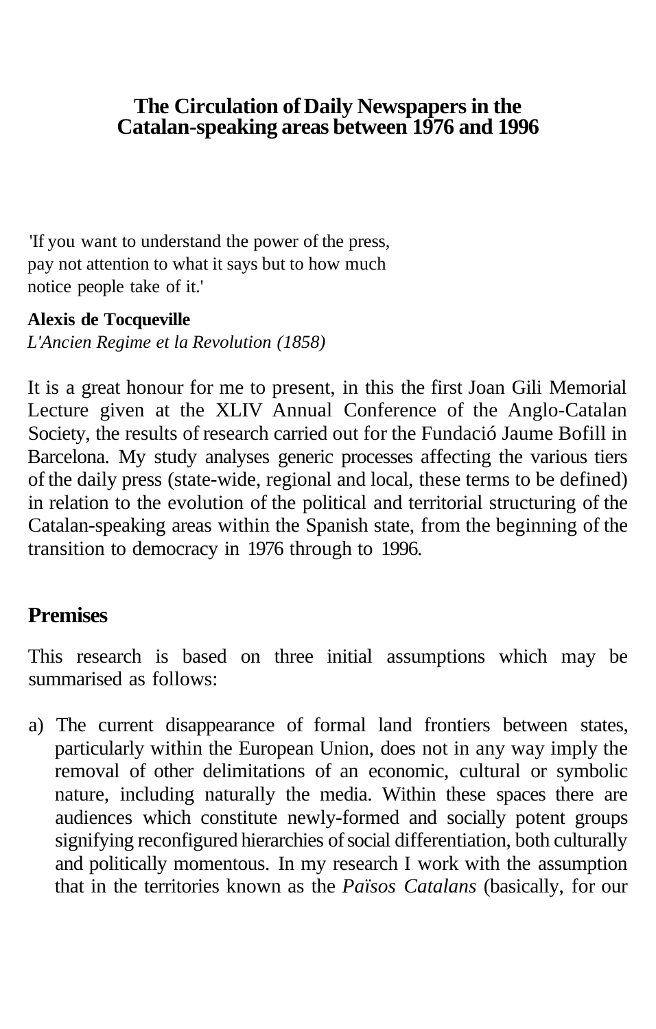# The Circulation of Daily Newspapers in the Catalan-speaking areas between 1976 and 1996

'If you want to understand the power of the press,
pay not attention to what it says but to how much
notice people take of it.'

**Alexis de Tocqueville**
*L'Ancien Regime et la Revolution (1858)*

It is a great honour for me to present, in this the first Joan Gili Memorial Lecture given at the XLIV Annual Conference of the Anglo-Catalan Society, the results of research carried out for the Fundació Jaume Bofill in Barcelona. My study analyses generic processes affecting the various tiers of the daily press (state-wide, regional and local, these terms to be defined) in relation to the evolution of the political and territorial structuring of the Catalan-speaking areas within the Spanish state, from the beginning of the transition to democracy in 1976 through to 1996.

## Premises

This research is based on three initial assumptions which may be summarised as follows:

a) The current disappearance of formal land frontiers between states, particularly within the European Union, does not in any way imply the removal of other delimitations of an economic, cultural or symbolic nature, including naturally the media. Within these spaces there are audiences which constitute newly-formed and socially potent groups signifying reconfigured hierarchies of social differentiation, both culturally and politically momentous. In my research I work with the assumption that in the territories known as the *Països Catalans* (basically, for our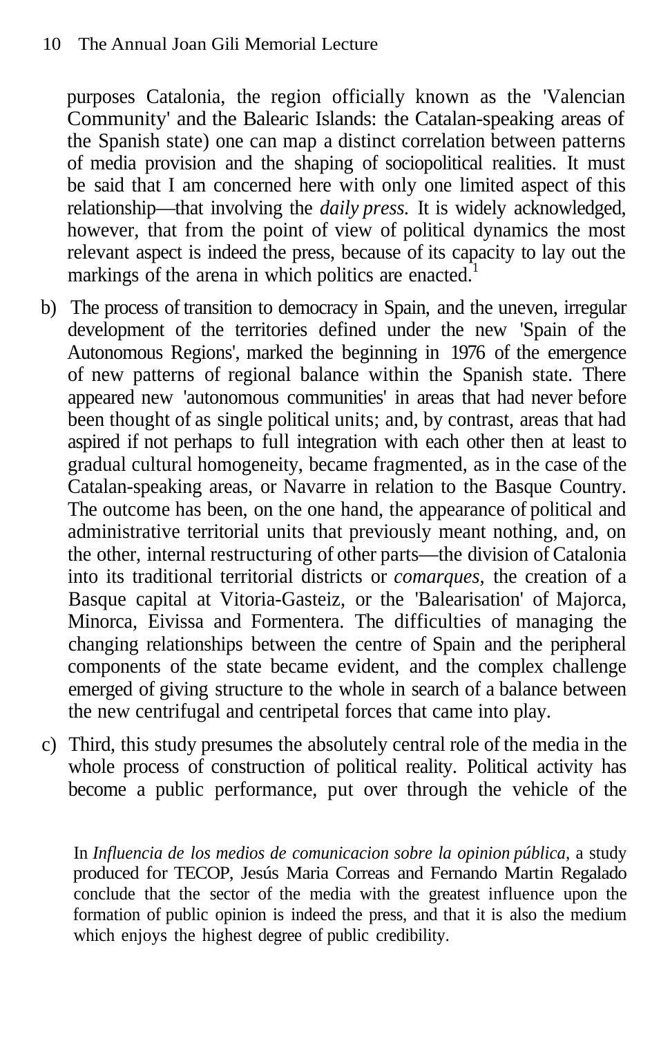purposes Catalonia, the region officially known as the 'Valencian Community' and the Balearic Islands: the Catalan-speaking areas of the Spanish state) one can map a distinct correlation between patterns of media provision and the shaping of sociopolitical realities. It must be said that I am concerned here with only one limited aspect of this relationship—that involving the *daily press.* It is widely acknowledged, however, that from the point of view of political dynamics the most relevant aspect is indeed the press, because of its capacity to lay out the markings of the arena in which politics are enacted.[1]

b) The process of transition to democracy in Spain, and the uneven, irregular development of the territories defined under the new 'Spain of the Autonomous Regions', marked the beginning in 1976 of the emergence of new patterns of regional balance within the Spanish state. There appeared new 'autonomous communities' in areas that had never before been thought of as single political units; and, by contrast, areas that had aspired if not perhaps to full integration with each other then at least to gradual cultural homogeneity, became fragmented, as in the case of the Catalan-speaking areas, or Navarre in relation to the Basque Country. The outcome has been, on the one hand, the appearance of political and administrative territorial units that previously meant nothing, and, on the other, internal restructuring of other parts—the division of Catalonia into its traditional territorial districts or *comarques*, the creation of a Basque capital at Vitoria-Gasteiz, or the 'Balearisation' of Majorca, Minorca, Eivissa and Formentera. The difficulties of managing the changing relationships between the centre of Spain and the peripheral components of the state became evident, and the complex challenge emerged of giving structure to the whole in search of a balance between the new centrifugal and centripetal forces that came into play.

c) Third, this study presumes the absolutely central role of the media in the whole process of construction of political reality. Political activity has become a public performance, put over through the vehicle of the

[1] In *Influencia de los medios de comunicacion sobre la opinion pública*, a study produced for TECOP, Jesús Maria Correas and Fernando Martin Regalado conclude that the sector of the media with the greatest influence upon the formation of public opinion is indeed the press, and that it is also the medium which enjoys the highest degree of public credibility.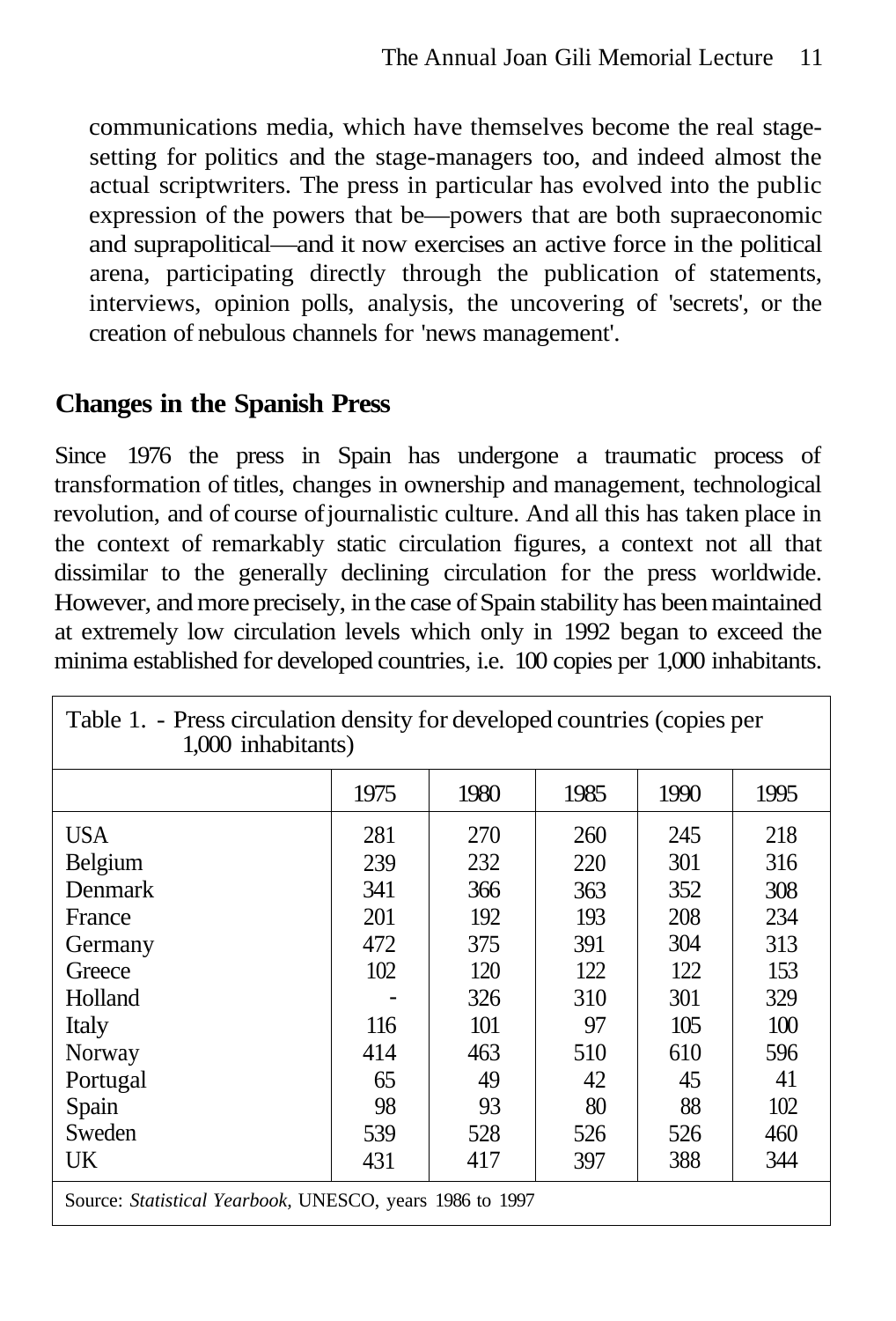communications media, which have themselves become the real stage-setting for politics and the stage-managers too, and indeed almost the actual scriptwriters. The press in particular has evolved into the public expression of the powers that be—powers that are both supraeconomic and suprapolitical—and it now exercises an active force in the political arena, participating directly through the publication of statements, interviews, opinion polls, analysis, the uncovering of 'secrets', or the creation of nebulous channels for 'news management'.

## Changes in the Spanish Press

Since 1976 the press in Spain has undergone a traumatic process of transformation of titles, changes in ownership and management, technological revolution, and of course of journalistic culture. And all this has taken place in the context of remarkably static circulation figures, a context not all that dissimilar to the generally declining circulation for the press worldwide. However, and more precisely, in the case of Spain stability has been maintained at extremely low circulation levels which only in 1992 began to exceed the minima established for developed countries, i.e. 100 copies per 1,000 inhabitants.

Table 1. - Press circulation density for developed countries (copies per 1,000 inhabitants)

| | 1975 | 1980 | 1985 | 1990 | 1995 |
|---|---|---|---|---|---|
| USA | 281 | 270 | 260 | 245 | 218 |
| Belgium | 239 | 232 | 220 | 301 | 316 |
| Denmark | 341 | 366 | 363 | 352 | 308 |
| France | 201 | 192 | 193 | 208 | 234 |
| Germany | 472 | 375 | 391 | 304 | 313 |
| Greece | 102 | 120 | 122 | 122 | 153 |
| Holland | - | 326 | 310 | 301 | 329 |
| Italy | 116 | 101 | 97 | 105 | 100 |
| Norway | 414 | 463 | 510 | 610 | 596 |
| Portugal | 65 | 49 | 42 | 45 | 41 |
| Spain | 98 | 93 | 80 | 88 | 102 |
| Sweden | 539 | 528 | 526 | 526 | 460 |
| UK | 431 | 417 | 397 | 388 | 344 |

Source: *Statistical Yearbook*, UNESCO, years 1986 to 1997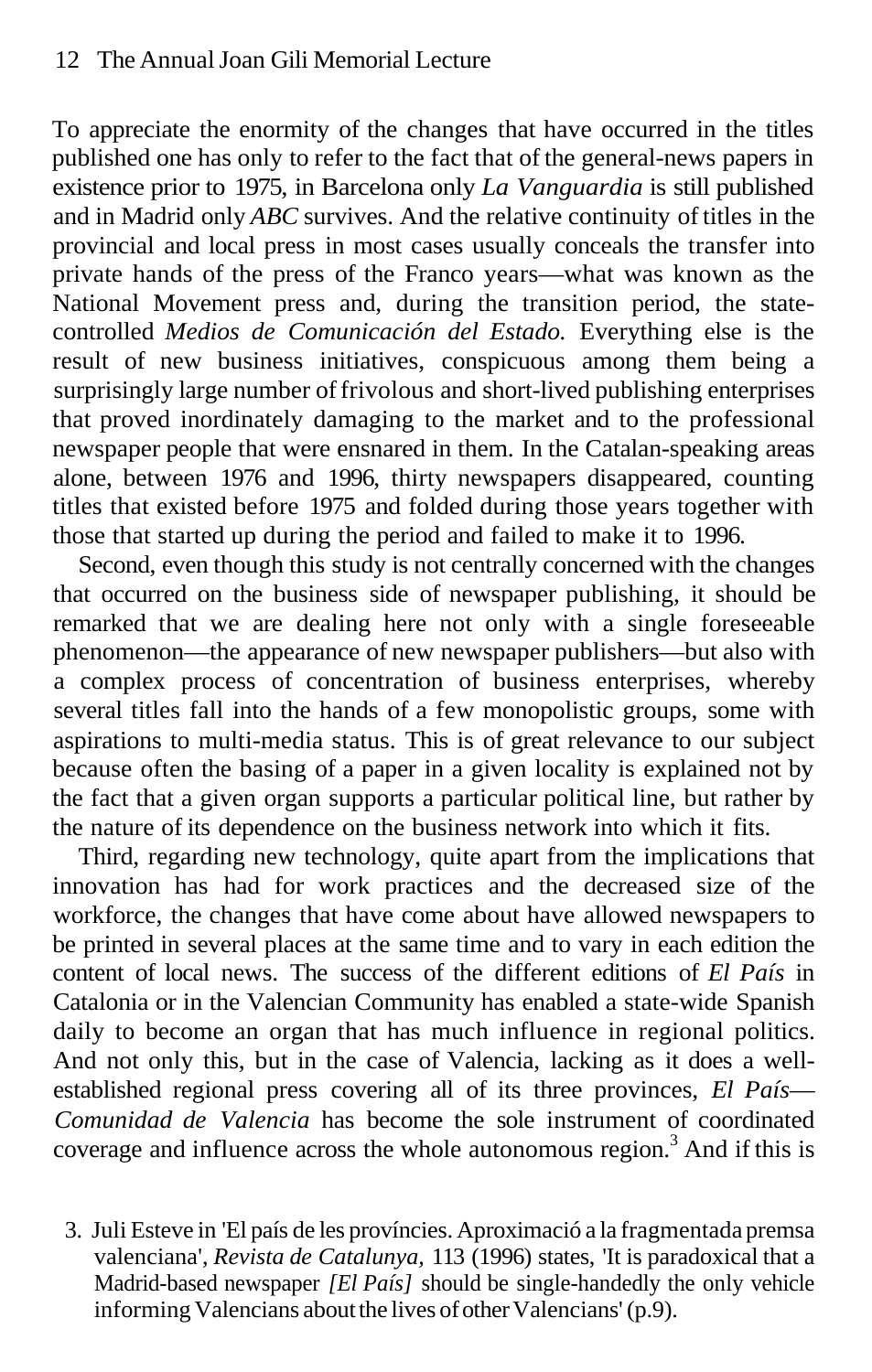To appreciate the enormity of the changes that have occurred in the titles published one has only to refer to the fact that of the general-news papers in existence prior to 1975, in Barcelona only *La Vanguardia* is still published and in Madrid only *ABC* survives. And the relative continuity of titles in the provincial and local press in most cases usually conceals the transfer into private hands of the press of the Franco years—what was known as the National Movement press and, during the transition period, the state-controlled *Medios de Comunicación del Estado*. Everything else is the result of new business initiatives, conspicuous among them being a surprisingly large number of frivolous and short-lived publishing enterprises that proved inordinately damaging to the market and to the professional newspaper people that were ensnared in them. In the Catalan-speaking areas alone, between 1976 and 1996, thirty newspapers disappeared, counting titles that existed before 1975 and folded during those years together with those that started up during the period and failed to make it to 1996.

Second, even though this study is not centrally concerned with the changes that occurred on the business side of newspaper publishing, it should be remarked that we are dealing here not only with a single foreseeable phenomenon—the appearance of new newspaper publishers—but also with a complex process of concentration of business enterprises, whereby several titles fall into the hands of a few monopolistic groups, some with aspirations to multi-media status. This is of great relevance to our subject because often the basing of a paper in a given locality is explained not by the fact that a given organ supports a particular political line, but rather by the nature of its dependence on the business network into which it fits.

Third, regarding new technology, quite apart from the implications that innovation has had for work practices and the decreased size of the workforce, the changes that have come about have allowed newspapers to be printed in several places at the same time and to vary in each edition the content of local news. The success of the different editions of *El País* in Catalonia or in the Valencian Community has enabled a state-wide Spanish daily to become an organ that has much influence in regional politics. And not only this, but in the case of Valencia, lacking as it does a well-established regional press covering all of its three provinces, *El País—Comunidad de Valencia* has become the sole instrument of coordinated coverage and influence across the whole autonomous region.[3] And if this is

3. Julí Esteve in 'El país de les províncies. Aproximació a la fragmentada premsa valenciana', *Revista de Catalunya*, 113 (1996) states, 'It is paradoxical that a Madrid-based newspaper *[El País]* should be single-handedly the only vehicle informing Valencians about the lives of other Valencians' (p.9).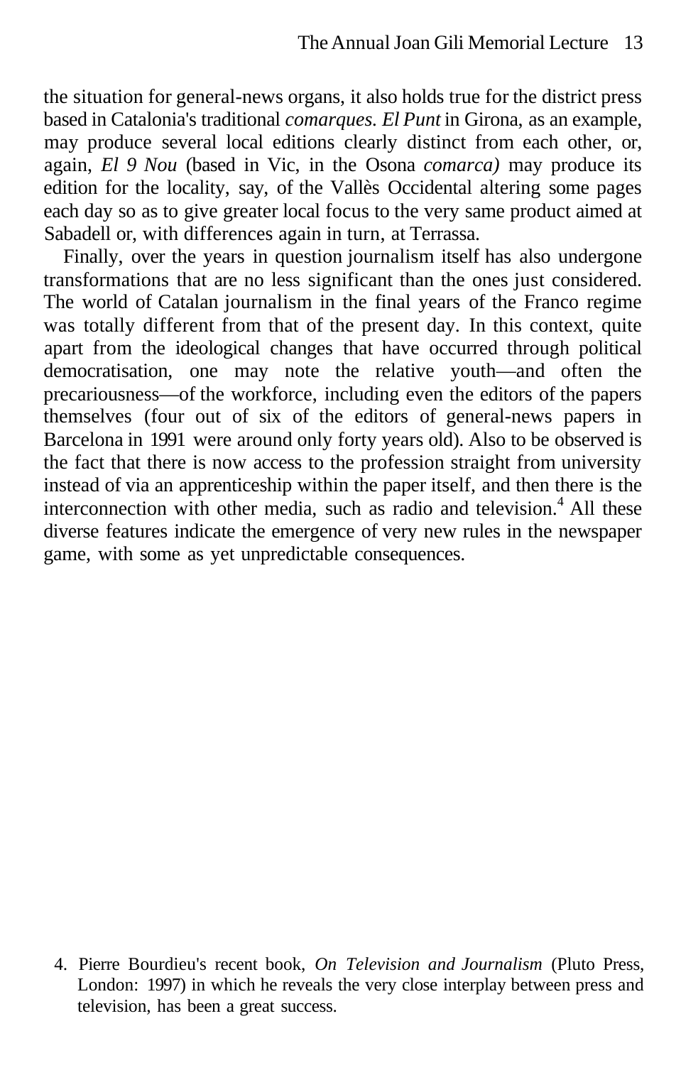the situation for general-news organs, it also holds true for the district press based in Catalonia's traditional *comarques*. *El Punt* in Girona, as an example, may produce several local editions clearly distinct from each other, or, again, *El 9 Nou* (based in Vic, in the Osona *comarca)* may produce its edition for the locality, say, of the Vallès Occidental altering some pages each day so as to give greater local focus to the very same product aimed at Sabadell or, with differences again in turn, at Terrassa.

Finally, over the years in question journalism itself has also undergone transformations that are no less significant than the ones just considered. The world of Catalan journalism in the final years of the Franco regime was totally different from that of the present day. In this context, quite apart from the ideological changes that have occurred through political democratisation, one may note the relative youth—and often the precariousness—of the workforce, including even the editors of the papers themselves (four out of six of the editors of general-news papers in Barcelona in 1991 were around only forty years old). Also to be observed is the fact that there is now access to the profession straight from university instead of via an apprenticeship within the paper itself, and then there is the interconnection with other media, such as radio and television.[4] All these diverse features indicate the emergence of very new rules in the newspaper game, with some as yet unpredictable consequences.

4. Pierre Bourdieu's recent book, *On Television and Journalism* (Pluto Press, London: 1997) in which he reveals the very close interplay between press and television, has been a great success.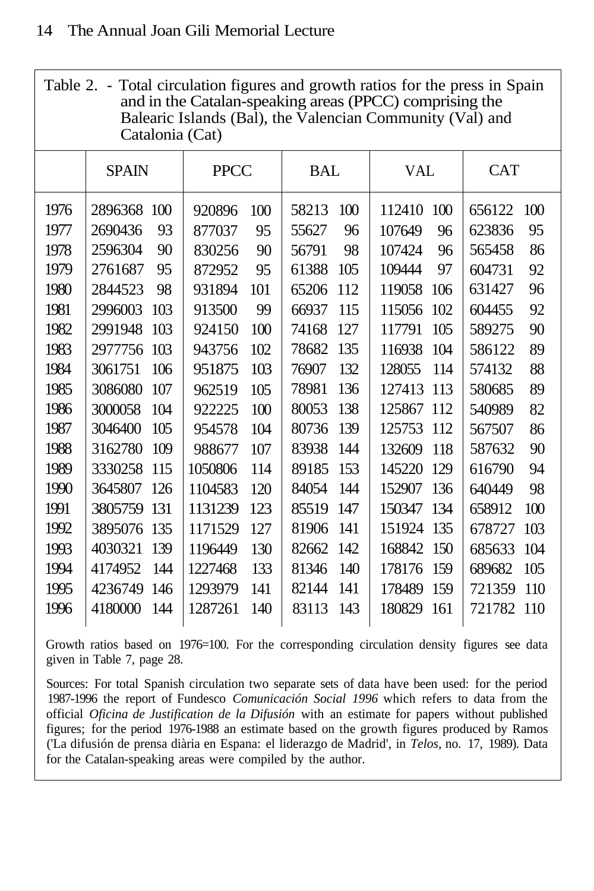Table 2. - Total circulation figures and growth ratios for the press in Spain and in the Catalan-speaking areas (PPCC) comprising the Balearic Islands (Bal), the Valencian Community (Val) and Catalonia (Cat)

| | SPAIN | | PPCC | | BAL | | VAL | | CAT | |
|---|---|---|---|---|---|---|---|---|---|---|
| 1976 | 2896368 | 100 | 920896 | 100 | 58213 | 100 | 112410 | 100 | 656122 | 100 |
| 1977 | 2690436 | 93 | 877037 | 95 | 55627 | 96 | 107649 | 96 | 623836 | 95 |
| 1978 | 2596304 | 90 | 830256 | 90 | 56791 | 98 | 107424 | 96 | 565458 | 86 |
| 1979 | 2761687 | 95 | 872952 | 95 | 61388 | 105 | 109444 | 97 | 604731 | 92 |
| 1980 | 2844523 | 98 | 931894 | 101 | 65206 | 112 | 119058 | 106 | 631427 | 96 |
| 1981 | 2996003 | 103 | 913500 | 99 | 66937 | 115 | 115056 | 102 | 604455 | 92 |
| 1982 | 2991948 | 103 | 924150 | 100 | 74168 | 127 | 117791 | 105 | 589275 | 90 |
| 1983 | 2977756 | 103 | 943756 | 102 | 78682 | 135 | 116938 | 104 | 586122 | 89 |
| 1984 | 3061751 | 106 | 951875 | 103 | 76907 | 132 | 128055 | 114 | 574132 | 88 |
| 1985 | 3086080 | 107 | 962519 | 105 | 78981 | 136 | 127413 | 113 | 580685 | 89 |
| 1986 | 3000058 | 104 | 922225 | 100 | 80053 | 138 | 125867 | 112 | 540989 | 82 |
| 1987 | 3046400 | 105 | 954578 | 104 | 80736 | 139 | 125753 | 112 | 567507 | 86 |
| 1988 | 3162780 | 109 | 988677 | 107 | 83938 | 144 | 132609 | 118 | 587632 | 90 |
| 1989 | 3330258 | 115 | 1050806 | 114 | 89185 | 153 | 145220 | 129 | 616790 | 94 |
| 1990 | 3645807 | 126 | 1104583 | 120 | 84054 | 144 | 152907 | 136 | 640449 | 98 |
| 1991 | 3805759 | 131 | 1131239 | 123 | 85519 | 147 | 150347 | 134 | 658912 | 100 |
| 1992 | 3895076 | 135 | 1171529 | 127 | 81906 | 141 | 151924 | 135 | 678727 | 103 |
| 1993 | 4030321 | 139 | 1196449 | 130 | 82662 | 142 | 168842 | 150 | 685633 | 104 |
| 1994 | 4174952 | 144 | 1227468 | 133 | 81346 | 140 | 178176 | 159 | 689682 | 105 |
| 1995 | 4236749 | 146 | 1293979 | 141 | 82144 | 141 | 178489 | 159 | 721359 | 110 |
| 1996 | 4180000 | 144 | 1287261 | 140 | 83113 | 143 | 180829 | 161 | 721782 | 110 |

Growth ratios based on 1976=100. For the corresponding circulation density figures see data given in Table 7, page 28.

Sources: For total Spanish circulation two separate sets of data have been used: for the period 1987-1996 the report of Fundesco *Comunicación Social 1996* which refers to data from the official *Oficina de Justification de la Difusión* with an estimate for papers without published figures; for the period 1976-1988 an estimate based on the growth figures produced by Ramos ('La difusión de prensa diària en Espana: el liderazgo de Madrid', in *Telos*, no. 17, 1989). Data for the Catalan-speaking areas were compiled by the author.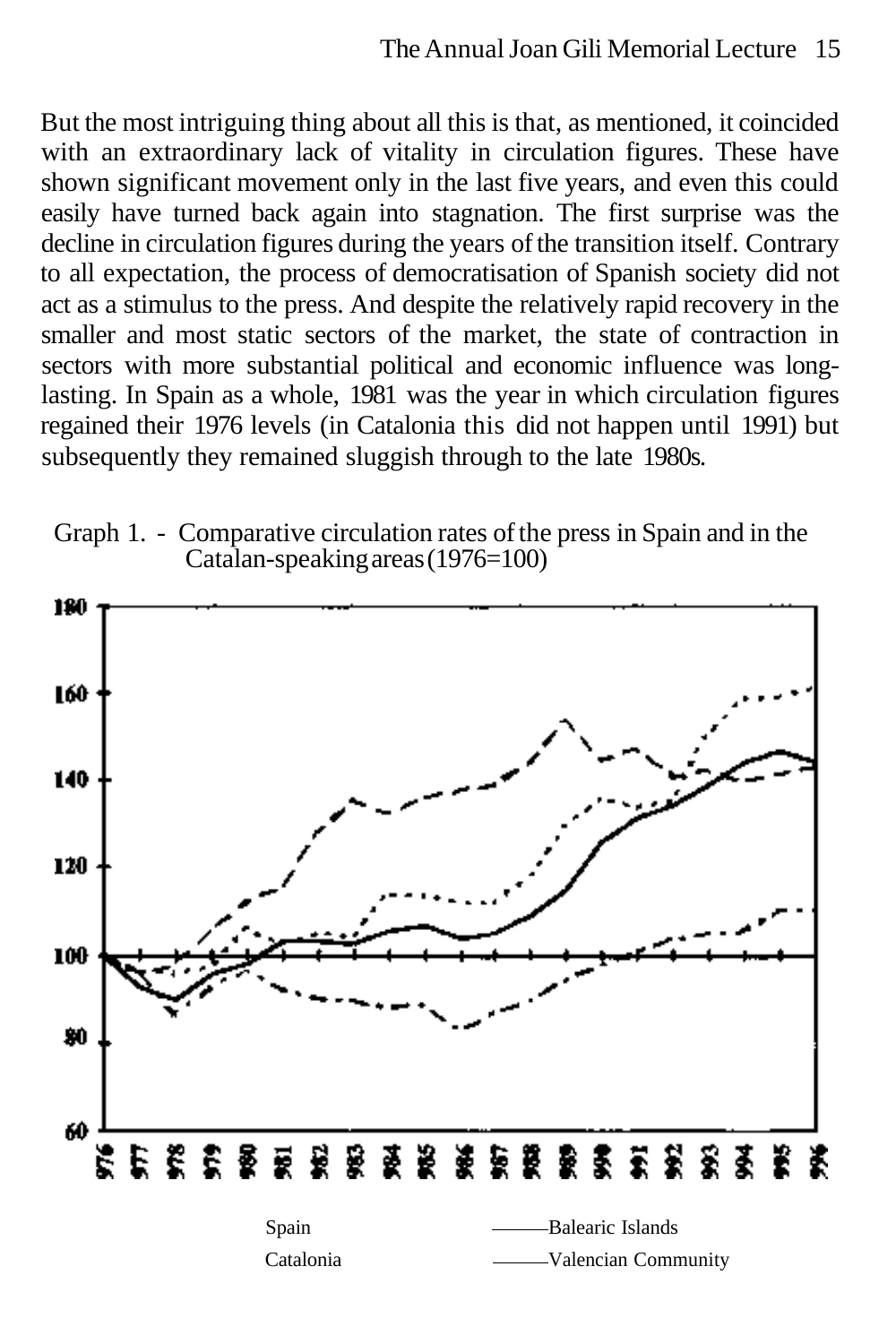But the most intriguing thing about all this is that, as mentioned, it coincided with an extraordinary lack of vitality in circulation figures. These have shown significant movement only in the last five years, and even this could easily have turned back again into stagnation. The first surprise was the decline in circulation figures during the years of the transition itself. Contrary to all expectation, the process of democratisation of Spanish society did not act as a stimulus to the press. And despite the relatively rapid recovery in the smaller and most static sectors of the market, the state of contraction in sectors with more substantial political and economic influence was long-lasting. In Spain as a whole, 1981 was the year in which circulation figures regained their 1976 levels (in Catalonia this did not happen until 1991) but subsequently they remained sluggish through to the late 1980s.

Graph 1. - Comparative circulation rates of the press in Spain and in the Catalan-speaking areas (1976=100)

Spain — Balearic Islands
Catalonia — Valencian Community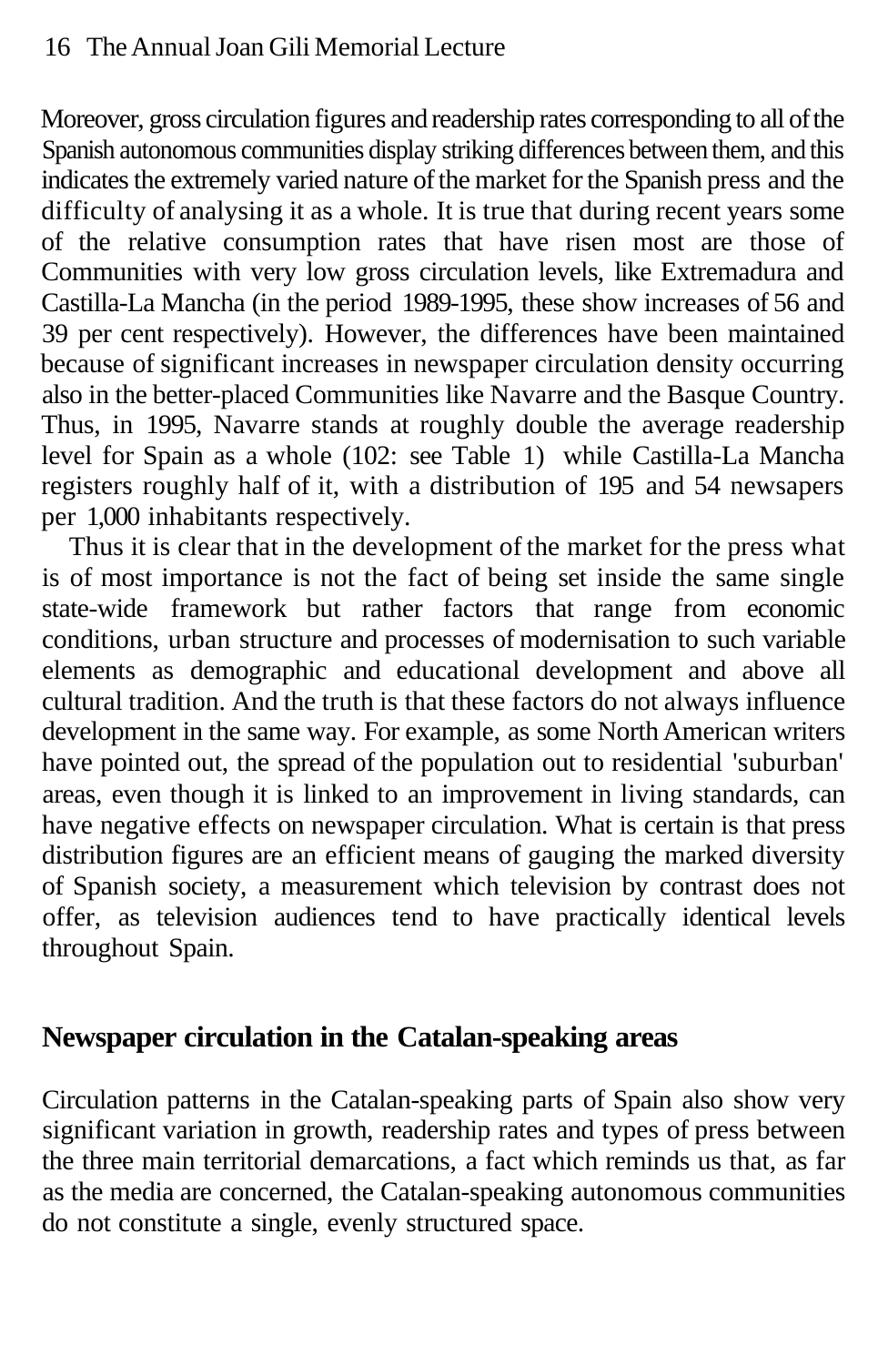Moreover, gross circulation figures and readership rates corresponding to all of the Spanish autonomous communities display striking differences between them, and this indicates the extremely varied nature of the market for the Spanish press and the difficulty of analysing it as a whole. It is true that during recent years some of the relative consumption rates that have risen most are those of Communities with very low gross circulation levels, like Extremadura and Castilla-La Mancha (in the period 1989-1995, these show increases of 56 and 39 per cent respectively). However, the differences have been maintained because of significant increases in newspaper circulation density occurring also in the better-placed Communities like Navarre and the Basque Country. Thus, in 1995, Navarre stands at roughly double the average readership level for Spain as a whole (102: see Table 1) while Castilla-La Mancha registers roughly half of it, with a distribution of 195 and 54 newsapers per 1,000 inhabitants respectively.

Thus it is clear that in the development of the market for the press what is of most importance is not the fact of being set inside the same single state-wide framework but rather factors that range from economic conditions, urban structure and processes of modernisation to such variable elements as demographic and educational development and above all cultural tradition. And the truth is that these factors do not always influence development in the same way. For example, as some North American writers have pointed out, the spread of the population out to residential 'suburban' areas, even though it is linked to an improvement in living standards, can have negative effects on newspaper circulation. What is certain is that press distribution figures are an efficient means of gauging the marked diversity of Spanish society, a measurement which television by contrast does not offer, as television audiences tend to have practically identical levels throughout Spain.

## Newspaper circulation in the Catalan-speaking areas

Circulation patterns in the Catalan-speaking parts of Spain also show very significant variation in growth, readership rates and types of press between the three main territorial demarcations, a fact which reminds us that, as far as the media are concerned, the Catalan-speaking autonomous communities do not constitute a single, evenly structured space.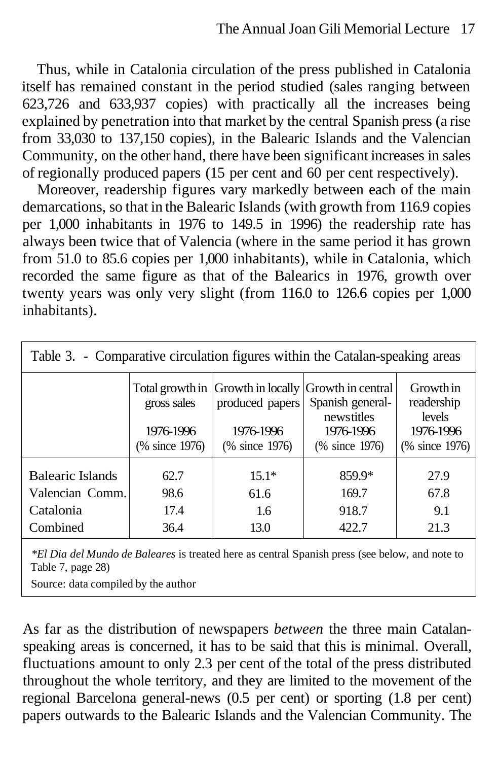Thus, while in Catalonia circulation of the press published in Catalonia itself has remained constant in the period studied (sales ranging between 623,726 and 633,937 copies) with practically all the increases being explained by penetration into that market by the central Spanish press (a rise from 33,030 to 137,150 copies), in the Balearic Islands and the Valencian Community, on the other hand, there have been significant increases in sales of regionally produced papers (15 per cent and 60 per cent respectively).

Moreover, readership figures vary markedly between each of the main demarcations, so that in the Balearic Islands (with growth from 116.9 copies per 1,000 inhabitants in 1976 to 149.5 in 1996) the readership rate has always been twice that of Valencia (where in the same period it has grown from 51.0 to 85.6 copies per 1,000 inhabitants), while in Catalonia, which recorded the same figure as that of the Balearics in 1976, growth over twenty years was only very slight (from 116.0 to 126.6 copies per 1,000 inhabitants).

Table 3. - Comparative circulation figures within the Catalan-speaking areas

| | Total growth in gross sales 1976-1996 (% since 1976) | Growth in locally produced papers 1976-1996 (% since 1976) | Growth in central Spanish general-news titles 1976-1996 (% since 1976) | Growth in readership levels 1976-1996 (% since 1976) |
|---|---|---|---|---|
| Balearic Islands | 62.7 | 15.1* | 859.9* | 27.9 |
| Valencian Comm. | 98.6 | 61.6 | 169.7 | 67.8 |
| Catalonia | 17.4 | 1.6 | 918.7 | 9.1 |
| Combined | 36.4 | 13.0 | 422.7 | 21.3 |

*\*El Dia del Mundo de Baleares* is treated here as central Spanish press (see below, and note to Table 7, page 28)

Source: data compiled by the author

As far as the distribution of newspapers *between* the three main Catalan-speaking areas is concerned, it has to be said that this is minimal. Overall, fluctuations amount to only 2.3 per cent of the total of the press distributed throughout the whole territory, and they are limited to the movement of the regional Barcelona general-news (0.5 per cent) or sporting (1.8 per cent) papers outwards to the Balearic Islands and the Valencian Community. The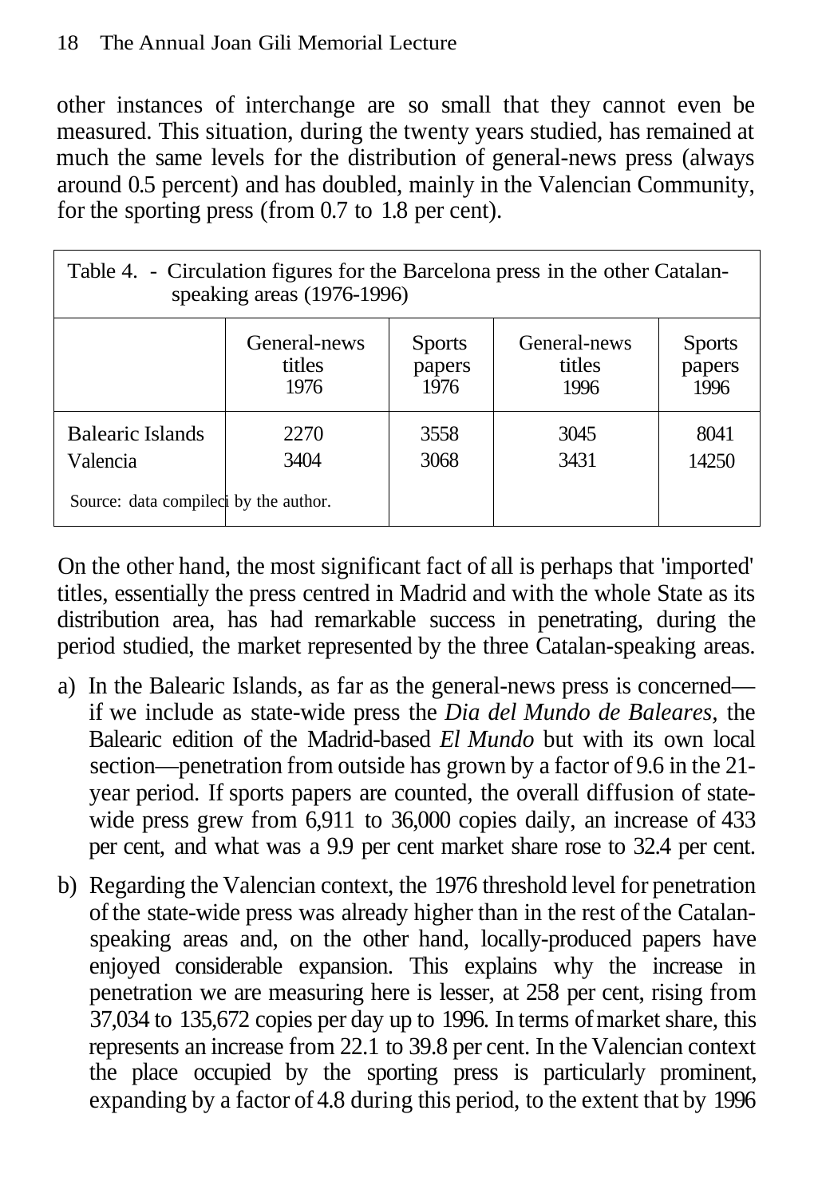other instances of interchange are so small that they cannot even be measured. This situation, during the twenty years studied, has remained at much the same levels for the distribution of general-news press (always around 0.5 percent) and has doubled, mainly in the Valencian Community, for the sporting press (from 0.7 to 1.8 per cent).

Table 4. - Circulation figures for the Barcelona press in the other Catalan-speaking areas (1976-1996)

| | General-news titles 1976 | Sports papers 1976 | General-news titles 1996 | Sports papers 1996 |
|---|---|---|---|---|
| Balearic Islands | 2270 | 3558 | 3045 | 8041 |
| Valencia | 3404 | 3068 | 3431 | 14250 |

Source: data compiled by the author.

On the other hand, the most significant fact of all is perhaps that 'imported' titles, essentially the press centred in Madrid and with the whole State as its distribution area, has had remarkable success in penetrating, during the period studied, the market represented by the three Catalan-speaking areas.

a) In the Balearic Islands, as far as the general-news press is concerned—if we include as state-wide press the *Dia del Mundo de Baleares*, the Balearic edition of the Madrid-based *El Mundo* but with its own local section—penetration from outside has grown by a factor of 9.6 in the 21-year period. If sports papers are counted, the overall diffusion of state-wide press grew from 6,911 to 36,000 copies daily, an increase of 433 per cent, and what was a 9.9 per cent market share rose to 32.4 per cent.

b) Regarding the Valencian context, the 1976 threshold level for penetration of the state-wide press was already higher than in the rest of the Catalan-speaking areas and, on the other hand, locally-produced papers have enjoyed considerable expansion. This explains why the increase in penetration we are measuring here is lesser, at 258 per cent, rising from 37,034 to 135,672 copies per day up to 1996. In terms of market share, this represents an increase from 22.1 to 39.8 per cent. In the Valencian context the place occupied by the sporting press is particularly prominent, expanding by a factor of 4.8 during this period, to the extent that by 1996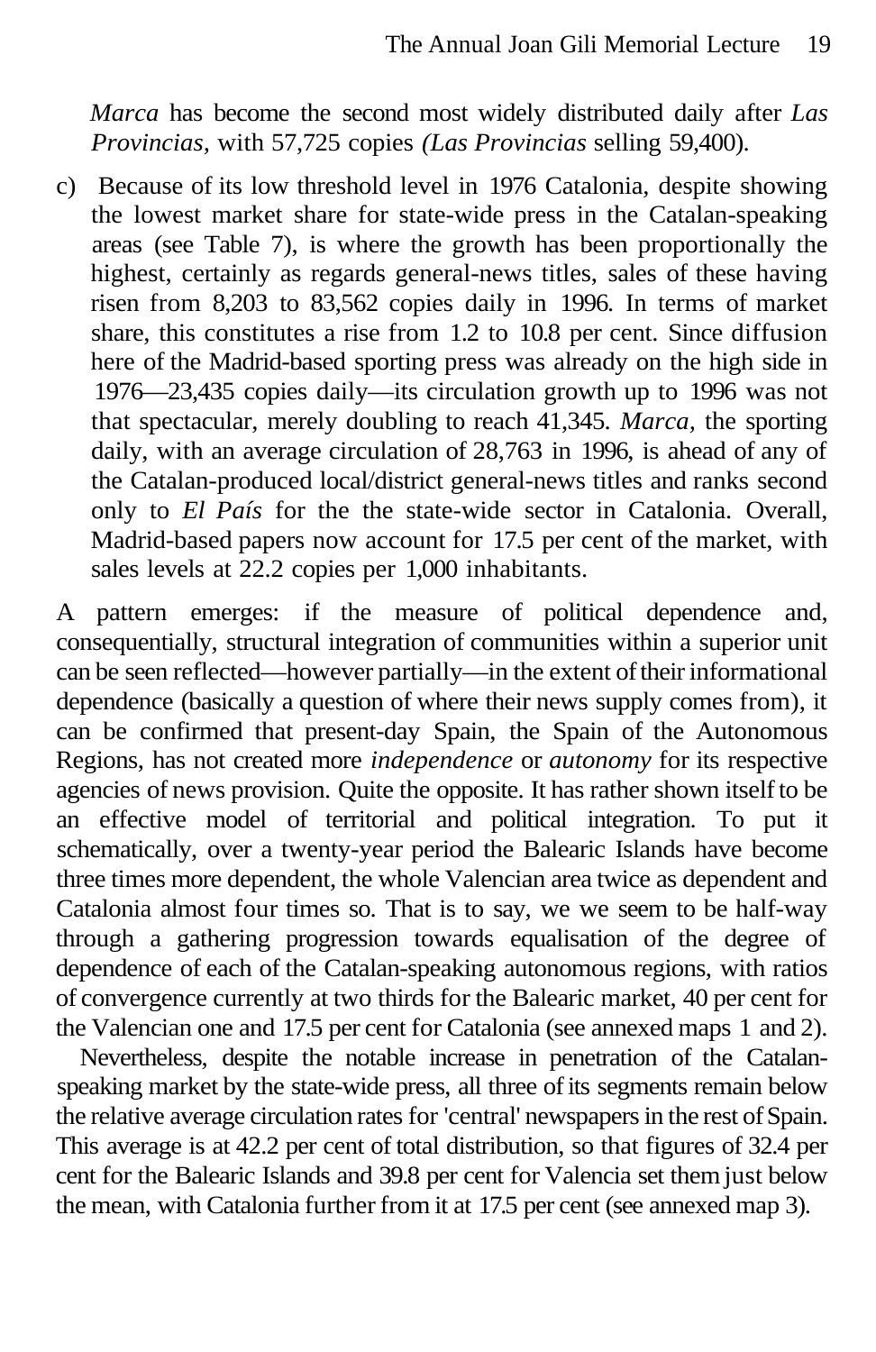*Marca* has become the second most widely distributed daily after *Las Provincias,* with 57,725 copies *(Las Provincias* selling 59,400).

c) Because of its low threshold level in 1976 Catalonia, despite showing the lowest market share for state-wide press in the Catalan-speaking areas (see Table 7), is where the growth has been proportionally the highest, certainly as regards general-news titles, sales of these having risen from 8,203 to 83,562 copies daily in 1996. In terms of market share, this constitutes a rise from 1.2 to 10.8 per cent. Since diffusion here of the Madrid-based sporting press was already on the high side in 1976—23,435 copies daily—its circulation growth up to 1996 was not that spectacular, merely doubling to reach 41,345. *Marca,* the sporting daily, with an average circulation of 28,763 in 1996, is ahead of any of the Catalan-produced local/district general-news titles and ranks second only to *El País* for the the state-wide sector in Catalonia. Overall, Madrid-based papers now account for 17.5 per cent of the market, with sales levels at 22.2 copies per 1,000 inhabitants.

A pattern emerges: if the measure of political dependence and, consequentially, structural integration of communities within a superior unit can be seen reflected—however partially—in the extent of their informational dependence (basically a question of where their news supply comes from), it can be confirmed that present-day Spain, the Spain of the Autonomous Regions, has not created more *independence* or *autonomy* for its respective agencies of news provision. Quite the opposite. It has rather shown itself to be an effective model of territorial and political integration. To put it schematically, over a twenty-year period the Balearic Islands have become three times more dependent, the whole Valencian area twice as dependent and Catalonia almost four times so. That is to say, we we seem to be half-way through a gathering progression towards equalisation of the degree of dependence of each of the Catalan-speaking autonomous regions, with ratios of convergence currently at two thirds for the Balearic market, 40 per cent for the Valencian one and 17.5 per cent for Catalonia (see annexed maps 1 and 2).

Nevertheless, despite the notable increase in penetration of the Catalan-speaking market by the state-wide press, all three of its segments remain below the relative average circulation rates for 'central' newspapers in the rest of Spain. This average is at 42.2 per cent of total distribution, so that figures of 32.4 per cent for the Balearic Islands and 39.8 per cent for Valencia set them just below the mean, with Catalonia further from it at 17.5 per cent (see annexed map 3).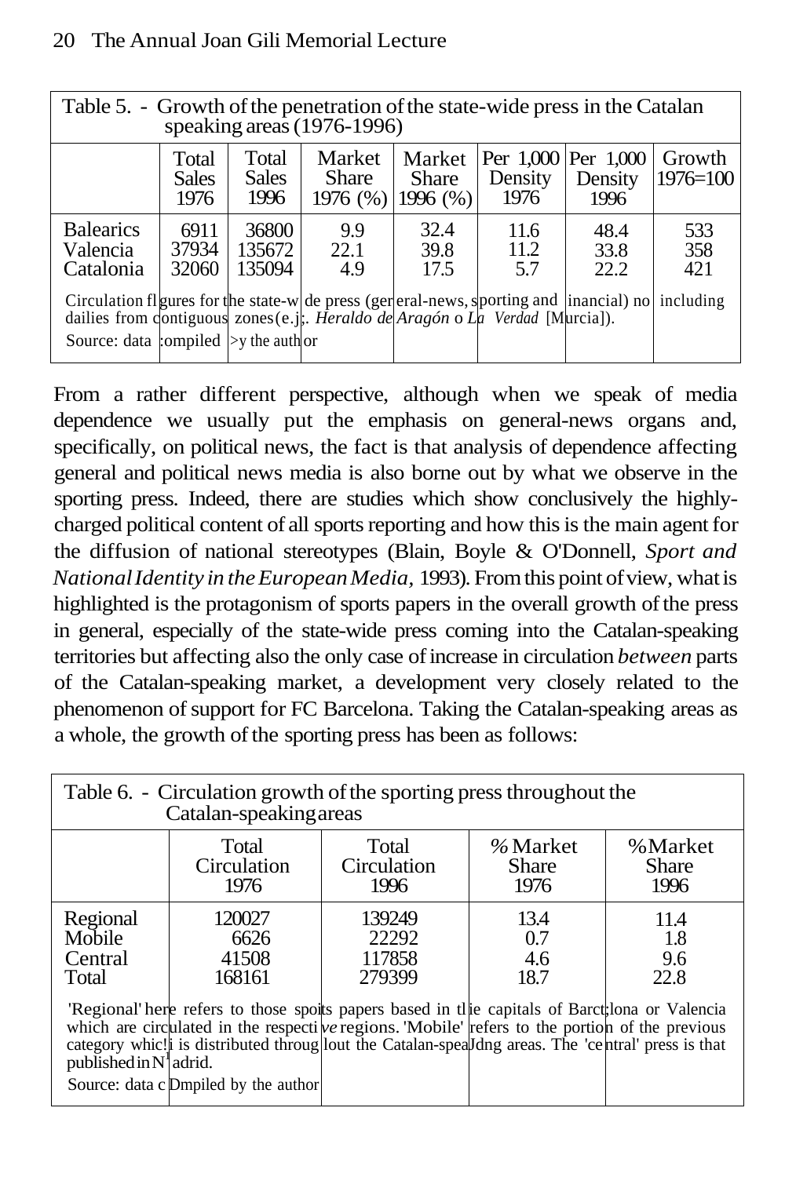Table 5. - Growth of the penetration of the state-wide press in the Catalan speaking areas (1976-1996)

| | Total Sales 1976 | Total Sales 1996 | Market Share 1976 (%) | Market Share 1996 (%) | Per 1,000 Density 1976 | Per 1,000 Density 1996 | Growth 1976=100 |
|---|---|---|---|---|---|---|---|
| Balearics | 6911 | 36800 | 9.9 | 32.4 | 11.6 | 48.4 | 533 |
| Valencia | 37934 | 135672 | 22.1 | 39.8 | 11.2 | 33.8 | 358 |
| Catalonia | 32060 | 135094 | 4.9 | 17.5 | 5.7 | 22.2 | 421 |

Circulation figures for the state-wide press (general-news, sporting and financial) not including dailies from contiguous zones (e.g. *Heraldo de Aragón* o *La Verdad* [Murcia]).

Source: data compiled by the author

From a rather different perspective, although when we speak of media dependence we usually put the emphasis on general-news organs and, specifically, on political news, the fact is that analysis of dependence affecting general and political news media is also borne out by what we observe in the sporting press. Indeed, there are studies which show conclusively the highly-charged political content of all sports reporting and how this is the main agent for the diffusion of national stereotypes (Blain, Boyle & O'Donnell, *Sport and National Identity in the European Media*, 1993). From this point of view, what is highlighted is the protagonism of sports papers in the overall growth of the press in general, especially of the state-wide press coming into the Catalan-speaking territories but affecting also the only case of increase in circulation *between* parts of the Catalan-speaking market, a development very closely related to the phenomenon of support for FC Barcelona. Taking the Catalan-speaking areas as a whole, the growth of the sporting press has been as follows:

Table 6. - Circulation growth of the sporting press throughout the Catalan-speaking areas

| | Total Circulation 1976 | Total Circulation 1996 | % Market Share 1976 | % Market Share 1996 |
|---|---|---|---|---|
| Regional | 120027 | 139249 | 13.4 | 11.4 |
| Mobile | 6626 | 22292 | 0.7 | 1.8 |
| Central | 41508 | 117858 | 4.6 | 9.6 |
| Total | 168161 | 279399 | 18.7 | 22.8 |

'Regional' here refers to those sports papers based in the capitals of Barcelona or Valencia which are circulated in the respective regions. 'Mobile' refers to the portion of the previous category which is distributed throughout the Catalan-speaking areas. The 'central' press is that published in Madrid.

Source: data compiled by the author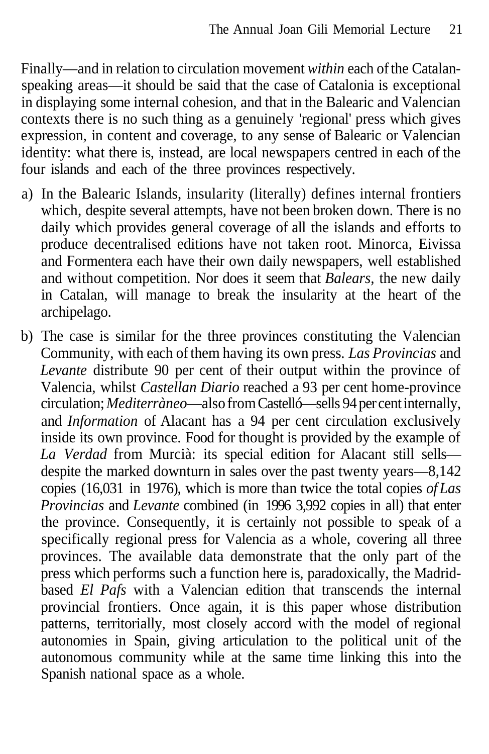Finally—and in relation to circulation movement *within* each of the Catalan-speaking areas—it should be said that the case of Catalonia is exceptional in displaying some internal cohesion, and that in the Balearic and Valencian contexts there is no such thing as a genuinely 'regional' press which gives expression, in content and coverage, to any sense of Balearic or Valencian identity: what there is, instead, are local newspapers centred in each of the four islands and each of the three provinces respectively.

a) In the Balearic Islands, insularity (literally) defines internal frontiers which, despite several attempts, have not been broken down. There is no daily which provides general coverage of all the islands and efforts to produce decentralised editions have not taken root. Minorca, Eivissa and Formentera each have their own daily newspapers, well established and without competition. Nor does it seem that *Balears*, the new daily in Catalan, will manage to break the insularity at the heart of the archipelago.

b) The case is similar for the three provinces constituting the Valencian Community, with each of them having its own press. *Las Provincias* and *Levante* distribute 90 per cent of their output within the province of Valencia, whilst *Castellan Diario* reached a 93 per cent home-province circulation; *Mediterràneo*—also from Castelló—sells 94 per cent internally, and *Information* of Alacant has a 94 per cent circulation exclusively inside its own province. Food for thought is provided by the example of *La Verdad* from Murcià: its special edition for Alacant still sells—despite the marked downturn in sales over the past twenty years—8,142 copies (16,031 in 1976), which is more than twice the total copies *of Las Provincias* and *Levante* combined (in 1996 3,992 copies in all) that enter the province. Consequently, it is certainly not possible to speak of a specifically regional press for Valencia as a whole, covering all three provinces. The available data demonstrate that the only part of the press which performs such a function here is, paradoxically, the Madrid-based *El Pafs* with a Valencian edition that transcends the internal provincial frontiers. Once again, it is this paper whose distribution patterns, territorially, most closely accord with the model of regional autonomies in Spain, giving articulation to the political unit of the autonomous community while at the same time linking this into the Spanish national space as a whole.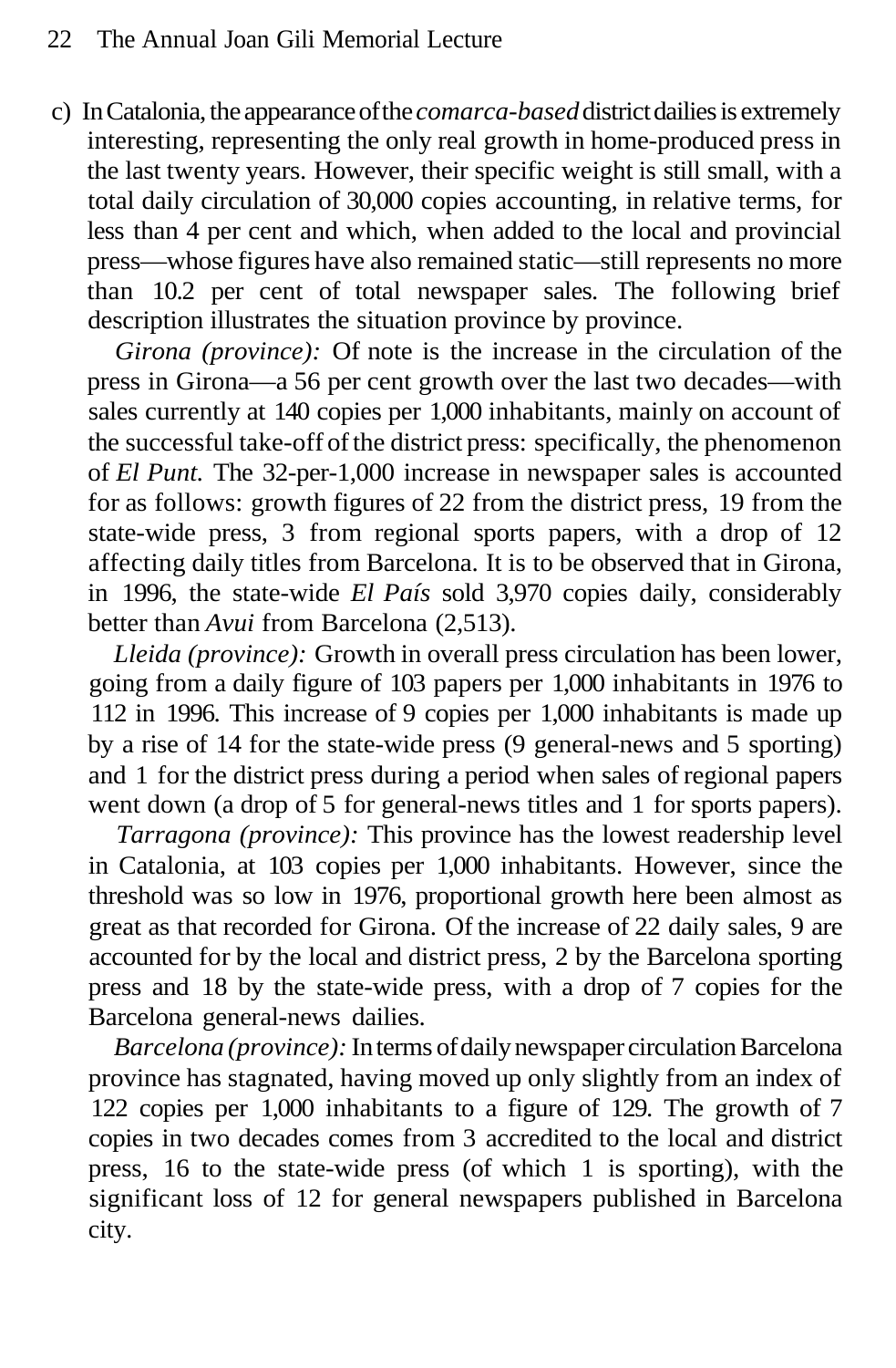c) In Catalonia, the appearance of the *comarca-based* district dailies is extremely interesting, representing the only real growth in home-produced press in the last twenty years. However, their specific weight is still small, with a total daily circulation of 30,000 copies accounting, in relative terms, for less than 4 per cent and which, when added to the local and provincial press—whose figures have also remained static—still represents no more than 10.2 per cent of total newspaper sales. The following brief description illustrates the situation province by province.

*Girona (province):* Of note is the increase in the circulation of the press in Girona—a 56 per cent growth over the last two decades—with sales currently at 140 copies per 1,000 inhabitants, mainly on account of the successful take-off of the district press: specifically, the phenomenon of *El Punt.* The 32-per-1,000 increase in newspaper sales is accounted for as follows: growth figures of 22 from the district press, 19 from the state-wide press, 3 from regional sports papers, with a drop of 12 affecting daily titles from Barcelona. It is to be observed that in Girona, in 1996, the state-wide *El País* sold 3,970 copies daily, considerably better than *Avui* from Barcelona (2,513).

*Lleida (province):* Growth in overall press circulation has been lower, going from a daily figure of 103 papers per 1,000 inhabitants in 1976 to 112 in 1996. This increase of 9 copies per 1,000 inhabitants is made up by a rise of 14 for the state-wide press (9 general-news and 5 sporting) and 1 for the district press during a period when sales of regional papers went down (a drop of 5 for general-news titles and 1 for sports papers).

*Tarragona (province):* This province has the lowest readership level in Catalonia, at 103 copies per 1,000 inhabitants. However, since the threshold was so low in 1976, proportional growth here been almost as great as that recorded for Girona. Of the increase of 22 daily sales, 9 are accounted for by the local and district press, 2 by the Barcelona sporting press and 18 by the state-wide press, with a drop of 7 copies for the Barcelona general-news dailies.

*Barcelona (province):* In terms of daily newspaper circulation Barcelona province has stagnated, having moved up only slightly from an index of 122 copies per 1,000 inhabitants to a figure of 129. The growth of 7 copies in two decades comes from 3 accredited to the local and district press, 16 to the state-wide press (of which 1 is sporting), with the significant loss of 12 for general newspapers published in Barcelona city.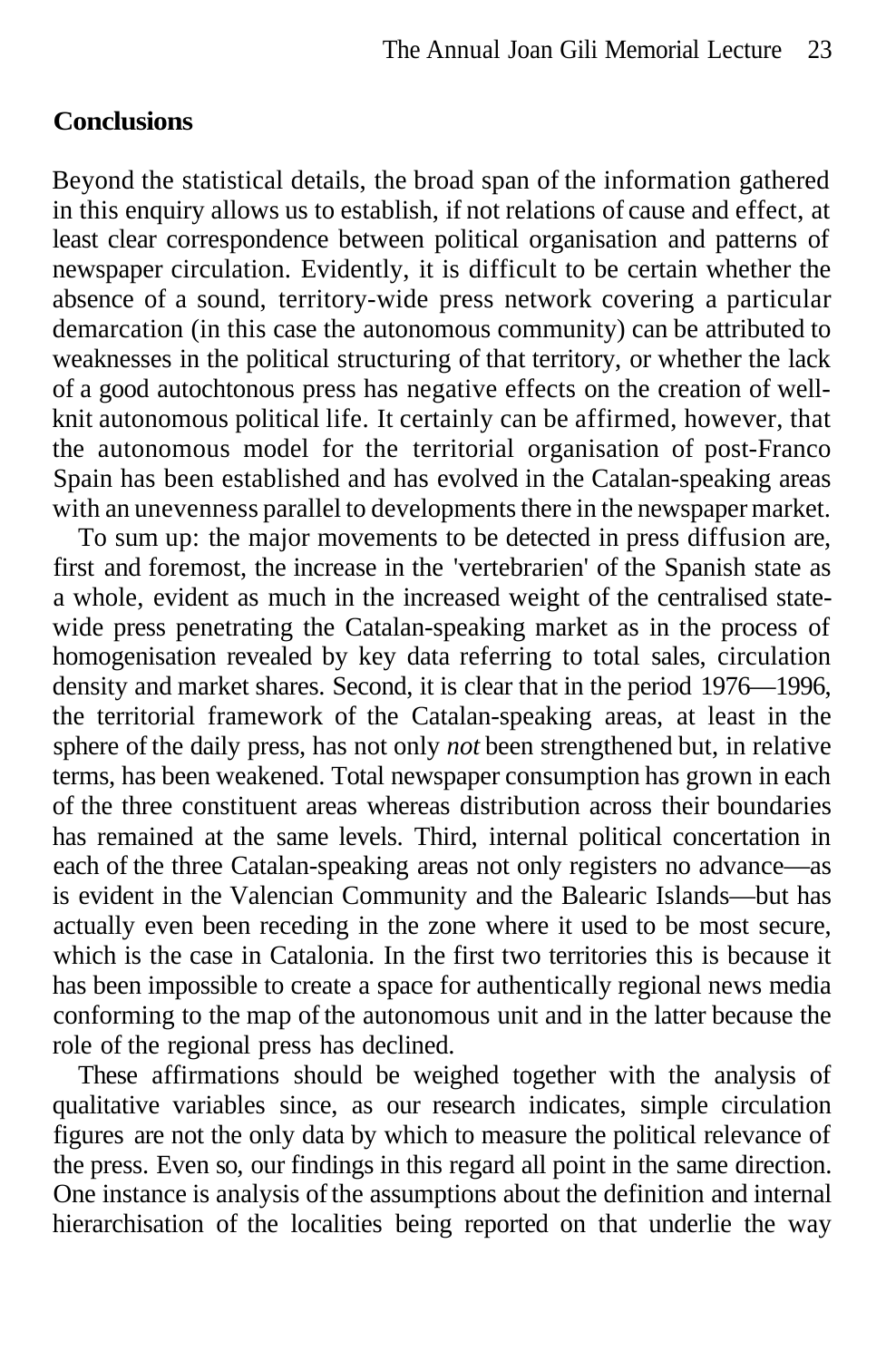## Conclusions

Beyond the statistical details, the broad span of the information gathered in this enquiry allows us to establish, if not relations of cause and effect, at least clear correspondence between political organisation and patterns of newspaper circulation. Evidently, it is difficult to be certain whether the absence of a sound, territory-wide press network covering a particular demarcation (in this case the autonomous community) can be attributed to weaknesses in the political structuring of that territory, or whether the lack of a good autochtonous press has negative effects on the creation of well-knit autonomous political life. It certainly can be affirmed, however, that the autonomous model for the territorial organisation of post-Franco Spain has been established and has evolved in the Catalan-speaking areas with an unevenness parallel to developments there in the newspaper market.

To sum up: the major movements to be detected in press diffusion are, first and foremost, the increase in the 'vertebrarien' of the Spanish state as a whole, evident as much in the increased weight of the centralised state-wide press penetrating the Catalan-speaking market as in the process of homogenisation revealed by key data referring to total sales, circulation density and market shares. Second, it is clear that in the period 1976—1996, the territorial framework of the Catalan-speaking areas, at least in the sphere of the daily press, has not only *not* been strengthened but, in relative terms, has been weakened. Total newspaper consumption has grown in each of the three constituent areas whereas distribution across their boundaries has remained at the same levels. Third, internal political concertation in each of the three Catalan-speaking areas not only registers no advance—as is evident in the Valencian Community and the Balearic Islands—but has actually even been receding in the zone where it used to be most secure, which is the case in Catalonia. In the first two territories this is because it has been impossible to create a space for authentically regional news media conforming to the map of the autonomous unit and in the latter because the role of the regional press has declined.

These affirmations should be weighed together with the analysis of qualitative variables since, as our research indicates, simple circulation figures are not the only data by which to measure the political relevance of the press. Even so, our findings in this regard all point in the same direction. One instance is analysis of the assumptions about the definition and internal hierarchisation of the localities being reported on that underlie the way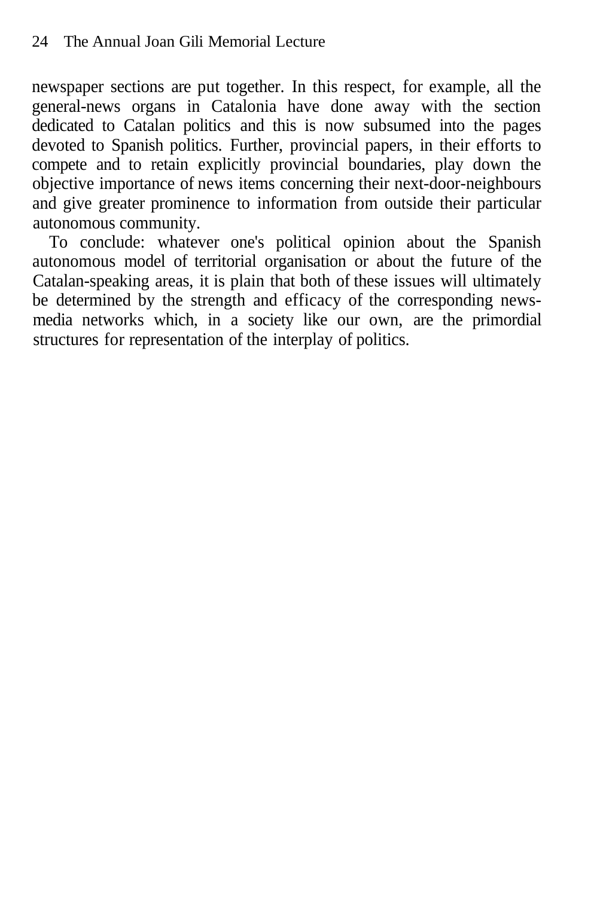newspaper sections are put together. In this respect, for example, all the general-news organs in Catalonia have done away with the section dedicated to Catalan politics and this is now subsumed into the pages devoted to Spanish politics. Further, provincial papers, in their efforts to compete and to retain explicitly provincial boundaries, play down the objective importance of news items concerning their next-door-neighbours and give greater prominence to information from outside their particular autonomous community.

To conclude: whatever one's political opinion about the Spanish autonomous model of territorial organisation or about the future of the Catalan-speaking areas, it is plain that both of these issues will ultimately be determined by the strength and efficacy of the corresponding news-media networks which, in a society like our own, are the primordial structures for representation of the interplay of politics.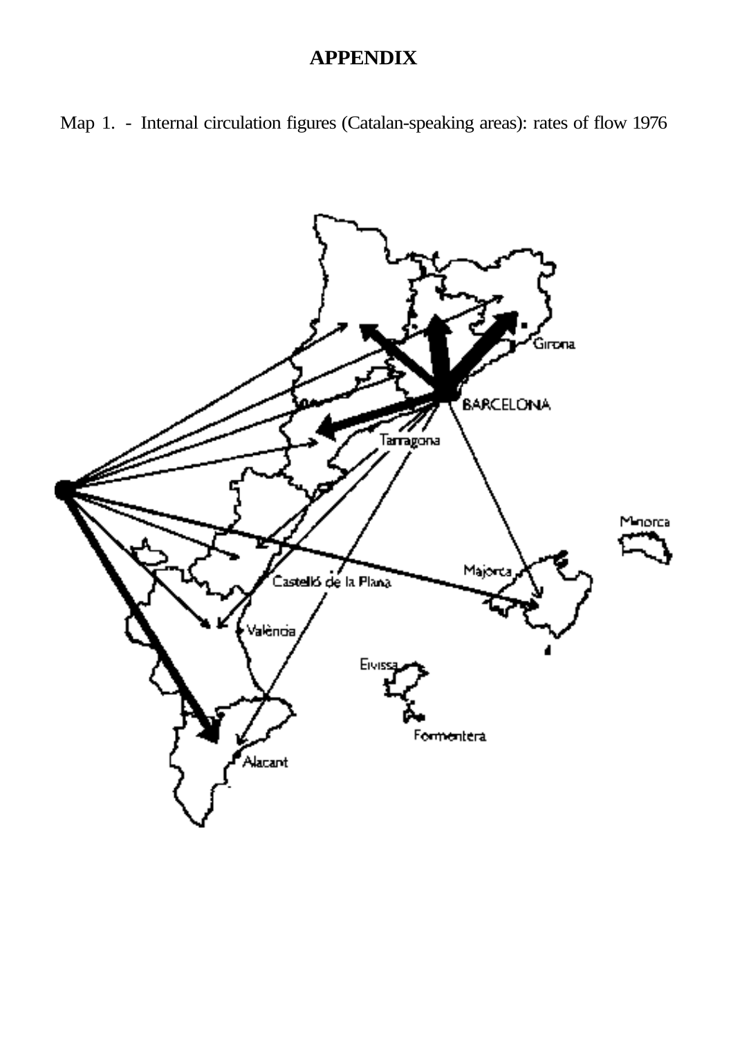# APPENDIX

Map 1. - Internal circulation figures (Catalan-speaking areas): rates of flow 1976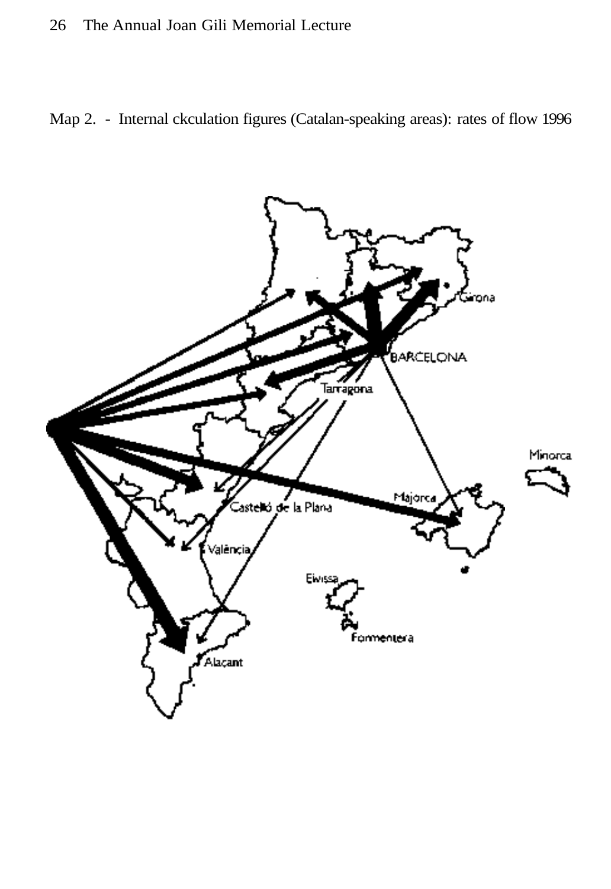Map 2. - Internal ckculation figures (Catalan-speaking areas): rates of flow 1996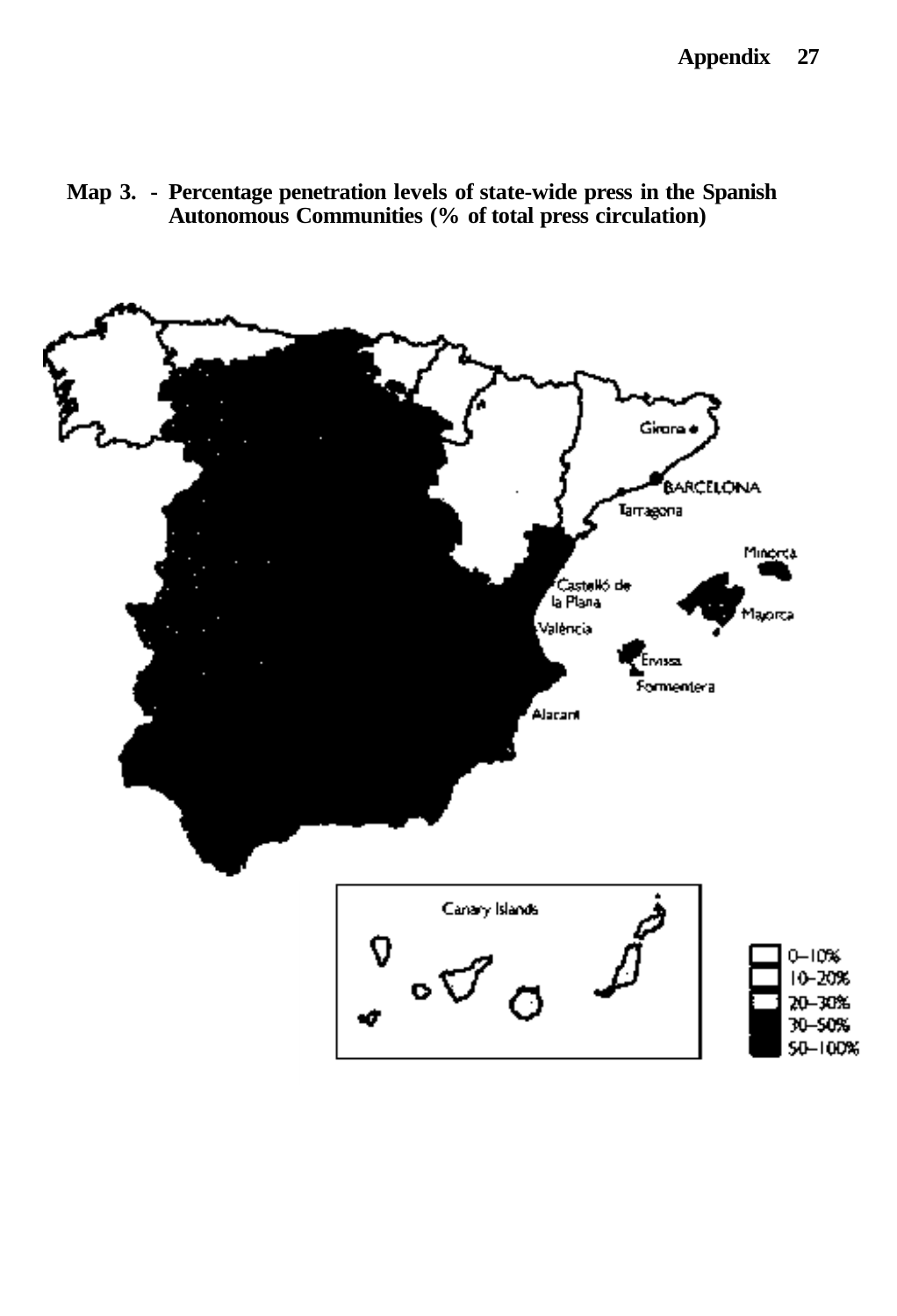**Map 3. - Percentage penetration levels of state-wide press in the Spanish Autonomous Communities (% of total press circulation)**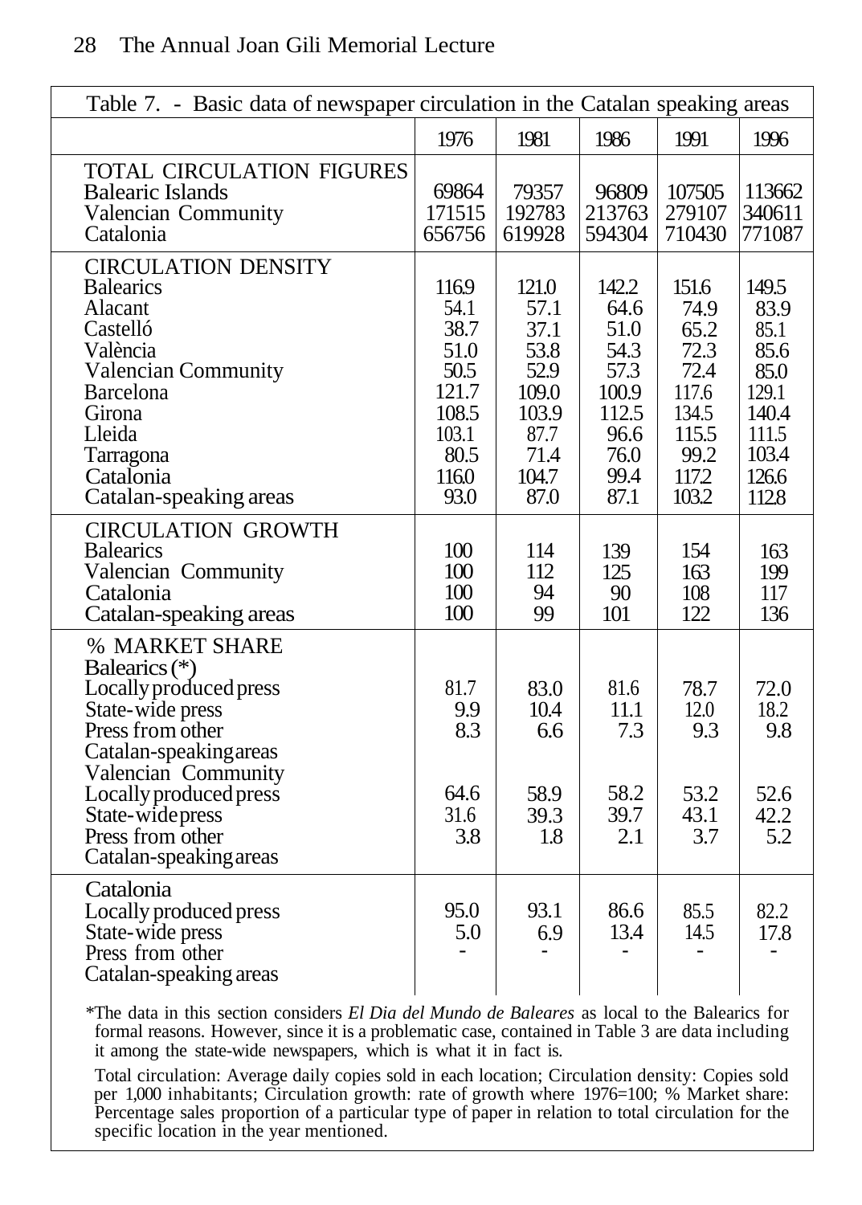| Table 7. - Basic data of newspaper circulation in the Catalan speaking areas | | | | | |
|---|---|---|---|---|---|
| | 1976 | 1981 | 1986 | 1991 | 1996 |
| **TOTAL CIRCULATION FIGURES** | | | | | |
| Balearic Islands | 69864 | 79357 | 96809 | 107505 | 113662 |
| Valencian Community | 171515 | 192783 | 213763 | 279107 | 340611 |
| Catalonia | 656756 | 619928 | 594304 | 710430 | 771087 |
| **CIRCULATION DENSITY** | | | | | |
| Balearics | 116.9 | 121.0 | 142.2 | 151.6 | 149.5 |
| Alacant | 54.1 | 57.1 | 64.6 | 74.9 | 83.9 |
| Castelló | 38.7 | 37.1 | 51.0 | 65.2 | 85.1 |
| València | 51.0 | 53.8 | 54.3 | 72.3 | 85.6 |
| Valencian Community | 50.5 | 52.9 | 57.3 | 72.4 | 85.0 |
| Barcelona | 121.7 | 109.0 | 100.9 | 117.6 | 129.1 |
| Girona | 108.5 | 103.9 | 112.5 | 134.5 | 140.4 |
| Lleida | 103.1 | 87.7 | 96.6 | 115.5 | 111.5 |
| Tarragona | 80.5 | 71.4 | 76.0 | 99.2 | 103.4 |
| Catalonia | 116.0 | 104.7 | 99.4 | 117.2 | 126.6 |
| Catalan-speaking areas | 93.0 | 87.0 | 87.1 | 103.2 | 112.8 |
| **CIRCULATION GROWTH** | | | | | |
| Balearics | 100 | 114 | 139 | 154 | 163 |
| Valencian Community | 100 | 112 | 125 | 163 | 199 |
| Catalonia | 100 | 94 | 90 | 108 | 117 |
| Catalan-speaking areas | 100 | 99 | 101 | 122 | 136 |
| **% MARKET SHARE** | | | | | |
| Balearics (*) | | | | | |
| Locally produced press | 81.7 | 83.0 | 81.6 | 78.7 | 72.0 |
| State-wide press | 9.9 | 10.4 | 11.1 | 12.0 | 18.2 |
| Press from other Catalan-speaking areas | 8.3 | 6.6 | 7.3 | 9.3 | 9.8 |
| Valencian Community | | | | | |
| Locally produced press | 64.6 | 58.9 | 58.2 | 53.2 | 52.6 |
| State-wide press | 31.6 | 39.3 | 39.7 | 43.1 | 42.2 |
| Press from other Catalan-speaking areas | 3.8 | 1.8 | 2.1 | 3.7 | 5.2 |
| Catalonia | | | | | |
| Locally produced press | 95.0 | 93.1 | 86.6 | 85.5 | 82.2 |
| State-wide press | 5.0 | 6.9 | 13.4 | 14.5 | 17.8 |
| Press from other Catalan-speaking areas | - | - | - | - | - |

*The data in this section considers *El Dia del Mundo de Baleares* as local to the Balearics for formal reasons. However, since it is a problematic case, contained in Table 3 are data including it among the state-wide newspapers, which is what it in fact is.

Total circulation: Average daily copies sold in each location; Circulation density: Copies sold per 1,000 inhabitants; Circulation growth: rate of growth where 1976=100; % Market share: Percentage sales proportion of a particular type of paper in relation to total circulation for the specific location in the year mentioned.